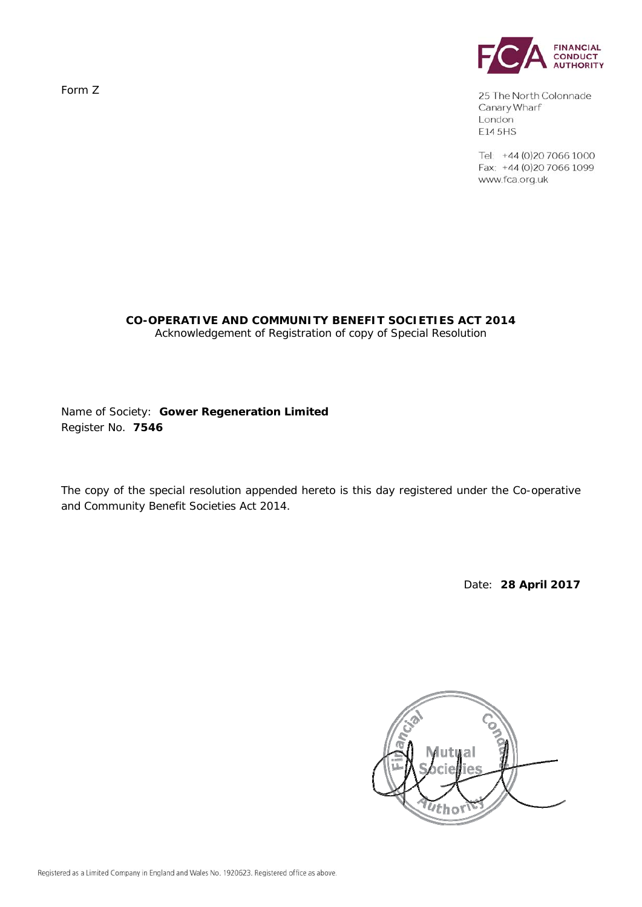Form Z

FINANCIAL CONDUCT AUTHORITY

25 The North Colonnade
Canary Wharf
London
E14 5HS

Tel: +44 (0)20 7066 1000
Fax: +44 (0)20 7066 1099
www.fca.org.uk

**CO-OPERATIVE AND COMMUNITY BENEFIT SOCIETIES ACT 2014**
Acknowledgement of Registration of copy of Special Resolution

Name of Society: **Gower Regeneration Limited**
Register No. **7546**

The copy of the special resolution appended hereto is this day registered under the Co-operative and Community Benefit Societies Act 2014.

Date: **28 April 2017**

Financial Conduct Authority Mutual Societies

Registered as a Limited Company in England and Wales No. 1920623. Registered office as above.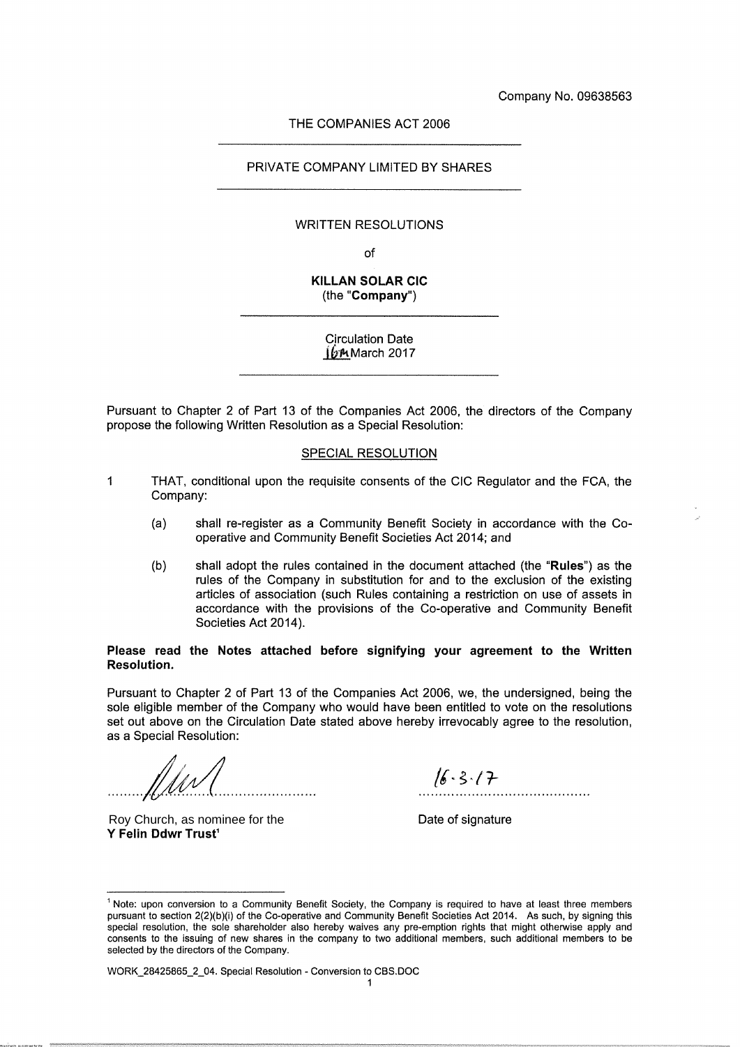Company No. 09638563

THE COMPANIES ACT 2006

PRIVATE COMPANY LIMITED BY SHARES

WRITTEN RESOLUTIONS

of

**KILLAN SOLAR CIC**
(the "**Company**")

Circulation Date
16th March 2017

Pursuant to Chapter 2 of Part 13 of the Companies Act 2006, the directors of the Company propose the following Written Resolution as a Special Resolution:

SPECIAL RESOLUTION

1 THAT, conditional upon the requisite consents of the CIC Regulator and the FCA, the Company:

(a) shall re-register as a Community Benefit Society in accordance with the Co-operative and Community Benefit Societies Act 2014; and

(b) shall adopt the rules contained in the document attached (the "**Rules**") as the rules of the Company in substitution for and to the exclusion of the existing articles of association (such Rules containing a restriction on use of assets in accordance with the provisions of the Co-operative and Community Benefit Societies Act 2014).

**Please read the Notes attached before signifying your agreement to the Written Resolution.**

Pursuant to Chapter 2 of Part 13 of the Companies Act 2006, we, the undersigned, being the sole eligible member of the Company who would have been entitled to vote on the resolutions set out above on the Circulation Date stated above hereby irrevocably agree to the resolution, as a Special Resolution:

[signature] ....................................... 16.3.17 .......................................

Roy Church, as nominee for the **Y Felin Ddwr Trust**[1] Date of signature

[1] Note: upon conversion to a Community Benefit Society, the Company is required to have at least three members pursuant to section 2(2)(b)(i) of the Co-operative and Community Benefit Societies Act 2014. As such, by signing this special resolution, the sole shareholder also hereby waives any pre-emption rights that might otherwise apply and consents to the issuing of new shares in the company to two additional members, such additional members to be selected by the directors of the Company.

WORK_28425865_2_04. Special Resolution - Conversion to CBS.DOC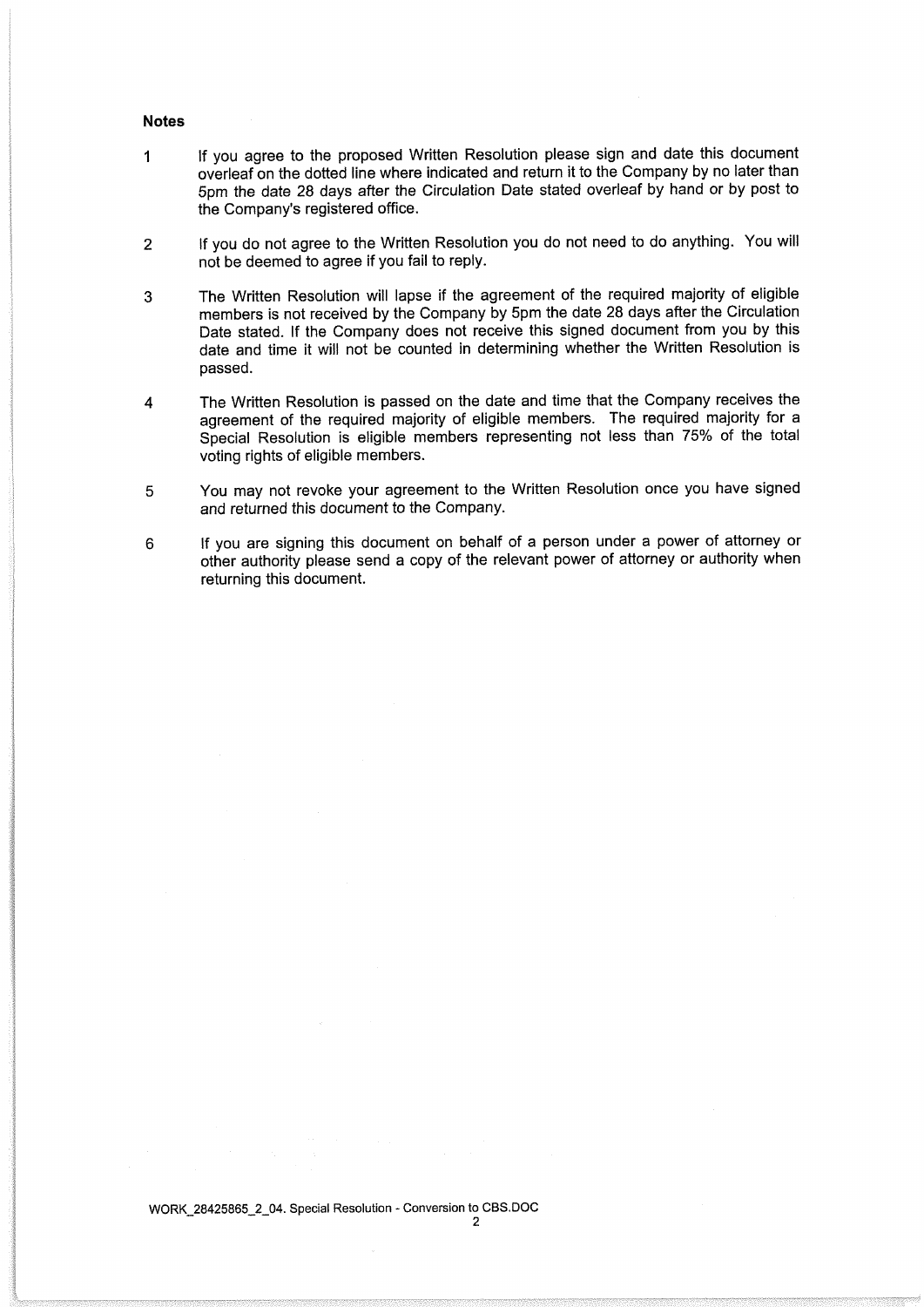**Notes**

1. If you agree to the proposed Written Resolution please sign and date this document overleaf on the dotted line where indicated and return it to the Company by no later than 5pm the date 28 days after the Circulation Date stated overleaf by hand or by post to the Company's registered office.

2. If you do not agree to the Written Resolution you do not need to do anything. You will not be deemed to agree if you fail to reply.

3. The Written Resolution will lapse if the agreement of the required majority of eligible members is not received by the Company by 5pm the date 28 days after the Circulation Date stated. If the Company does not receive this signed document from you by this date and time it will not be counted in determining whether the Written Resolution is passed.

4. The Written Resolution is passed on the date and time that the Company receives the agreement of the required majority of eligible members. The required majority for a Special Resolution is eligible members representing not less than 75% of the total voting rights of eligible members.

5. You may not revoke your agreement to the Written Resolution once you have signed and returned this document to the Company.

6. If you are signing this document on behalf of a person under a power of attorney or other authority please send a copy of the relevant power of attorney or authority when returning this document.

WORK_28425865_2_04. Special Resolution - Conversion to CBS.DOC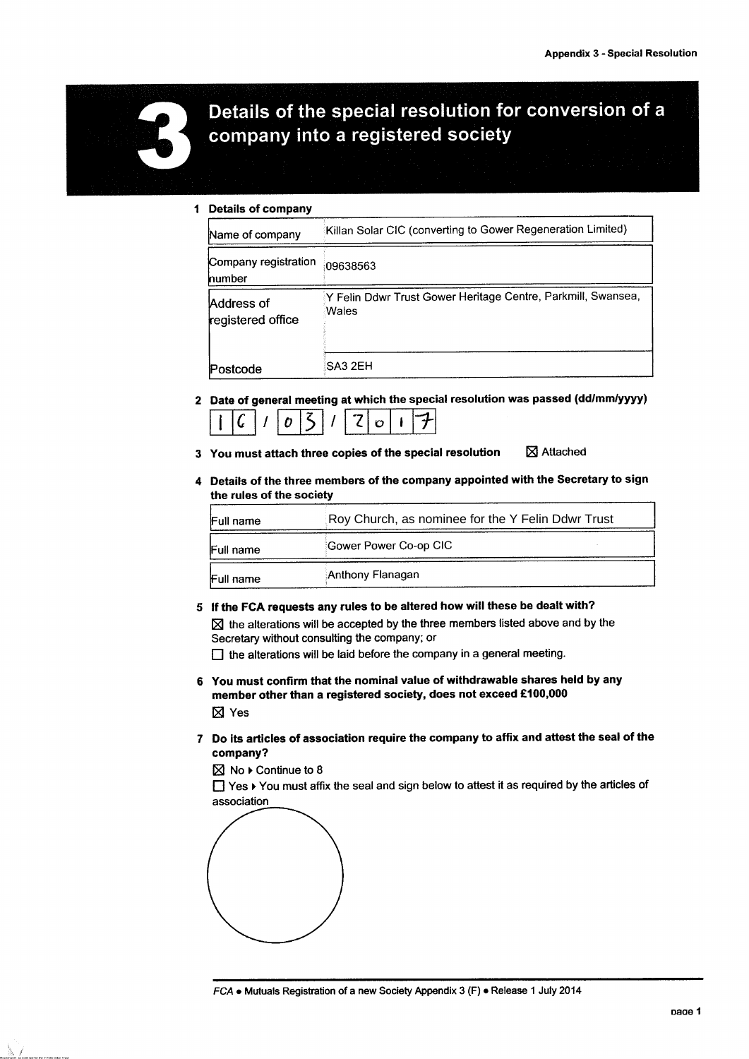Appendix 3 - Special Resolution

# 3 Details of the special resolution for conversion of a company into a registered society

**1 Details of company**

| | |
|---|---|
| Name of company | Killan Solar CIC (converting to Gower Regeneration Limited) |
| Company registration number | 09638563 |
| Address of registered office | Y Felin Ddwr Trust Gower Heritage Centre, Parkmill, Swansea, Wales |
| Postcode | SA3 2EH |

**2 Date of general meeting at which the special resolution was passed (dd/mm/yyyy)**

16 / 03 / 2017

**3 You must attach three copies of the special resolution** ☒ Attached

**4 Details of the three members of the company appointed with the Secretary to sign the rules of the society**

| | |
|---|---|
| Full name | Roy Church, as nominee for the Y Felin Ddwr Trust |
| Full name | Gower Power Co-op CIC |
| Full name | Anthony Flanagan |

**5 If the FCA requests any rules to be altered how will these be dealt with?**

☒ the alterations will be accepted by the three members listed above and by the Secretary without consulting the company; or

☐ the alterations will be laid before the company in a general meeting.

**6 You must confirm that the nominal value of withdrawable shares held by any member other than a registered society, does not exceed £100,000**

☒ Yes

**7 Do its articles of association require the company to affix and attest the seal of the company?**

☒ No ▸ Continue to 8

☐ Yes ▸ You must affix the seal and sign below to attest it as required by the articles of association

*FCA • Mutuals Registration of a new Society Appendix 3 (F) • Release 1 July 2014*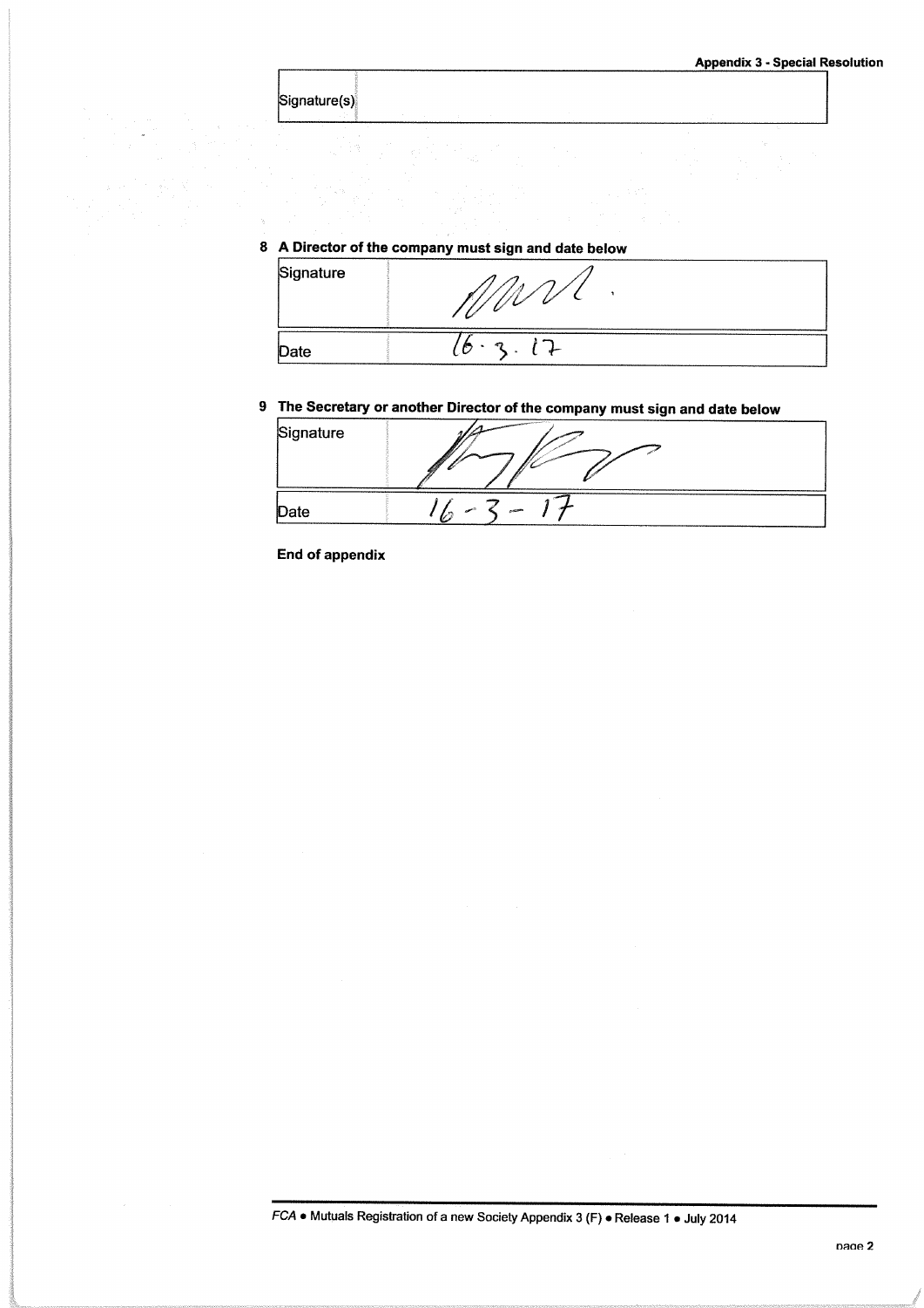| Signature(s) | |
|---|---|

**8 A Director of the company must sign and date below**

| Signature | [signature] |
|---|---|
| Date | 16.3.17 |

**9 The Secretary or another Director of the company must sign and date below**

| Signature | [signature] |
|---|---|
| Date | 16-3-17 |

**End of appendix**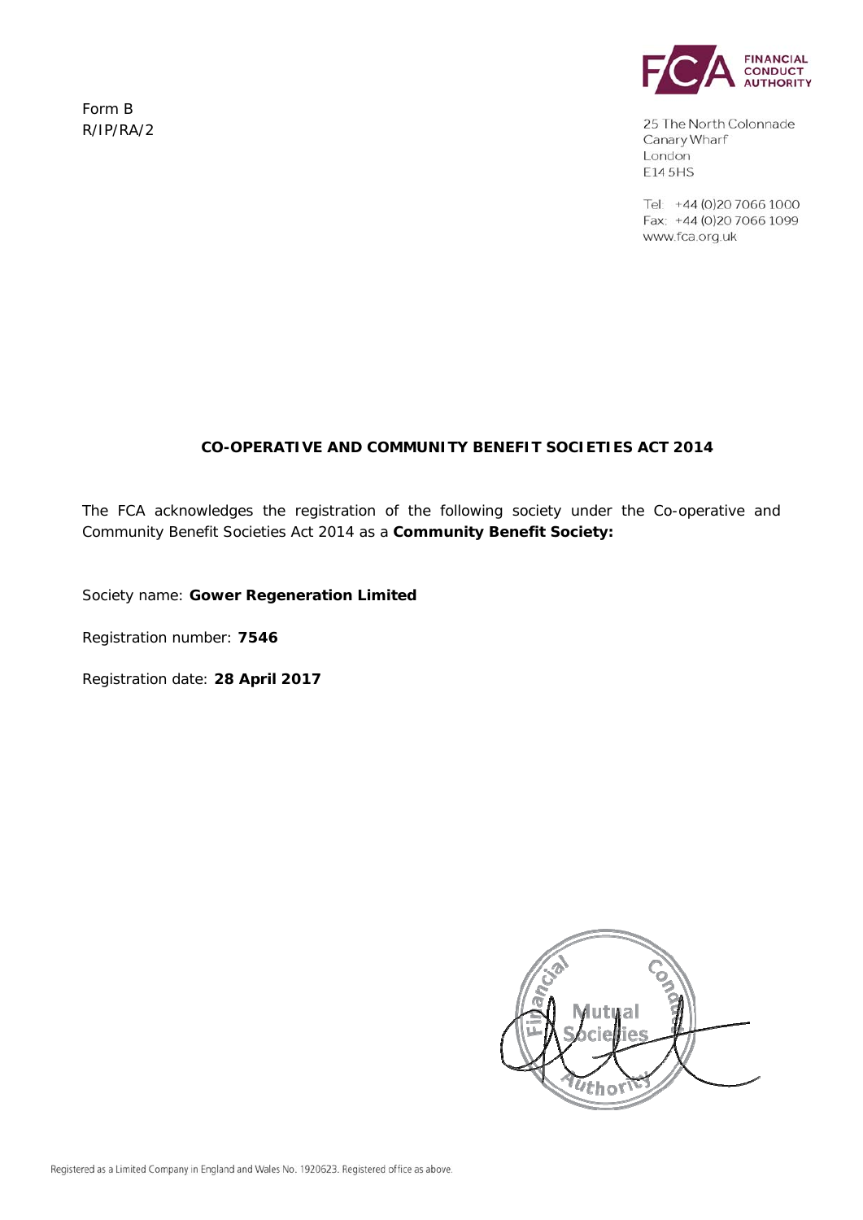Form B
R/IP/RA/2

FINANCIAL CONDUCT AUTHORITY

25 The North Colonnade
Canary Wharf
London
E14 5HS

Tel: +44 (0)20 7066 1000
Fax: +44 (0)20 7066 1099
www.fca.org.uk

## CO-OPERATIVE AND COMMUNITY BENEFIT SOCIETIES ACT 2014

The FCA acknowledges the registration of the following society under the Co-operative and Community Benefit Societies Act 2014 as a **Community Benefit Society:**

Society name: **Gower Regeneration Limited**

Registration number: **7546**

Registration date: **28 April 2017**

Registered as a Limited Company in England and Wales No. 1920623. Registered office as above.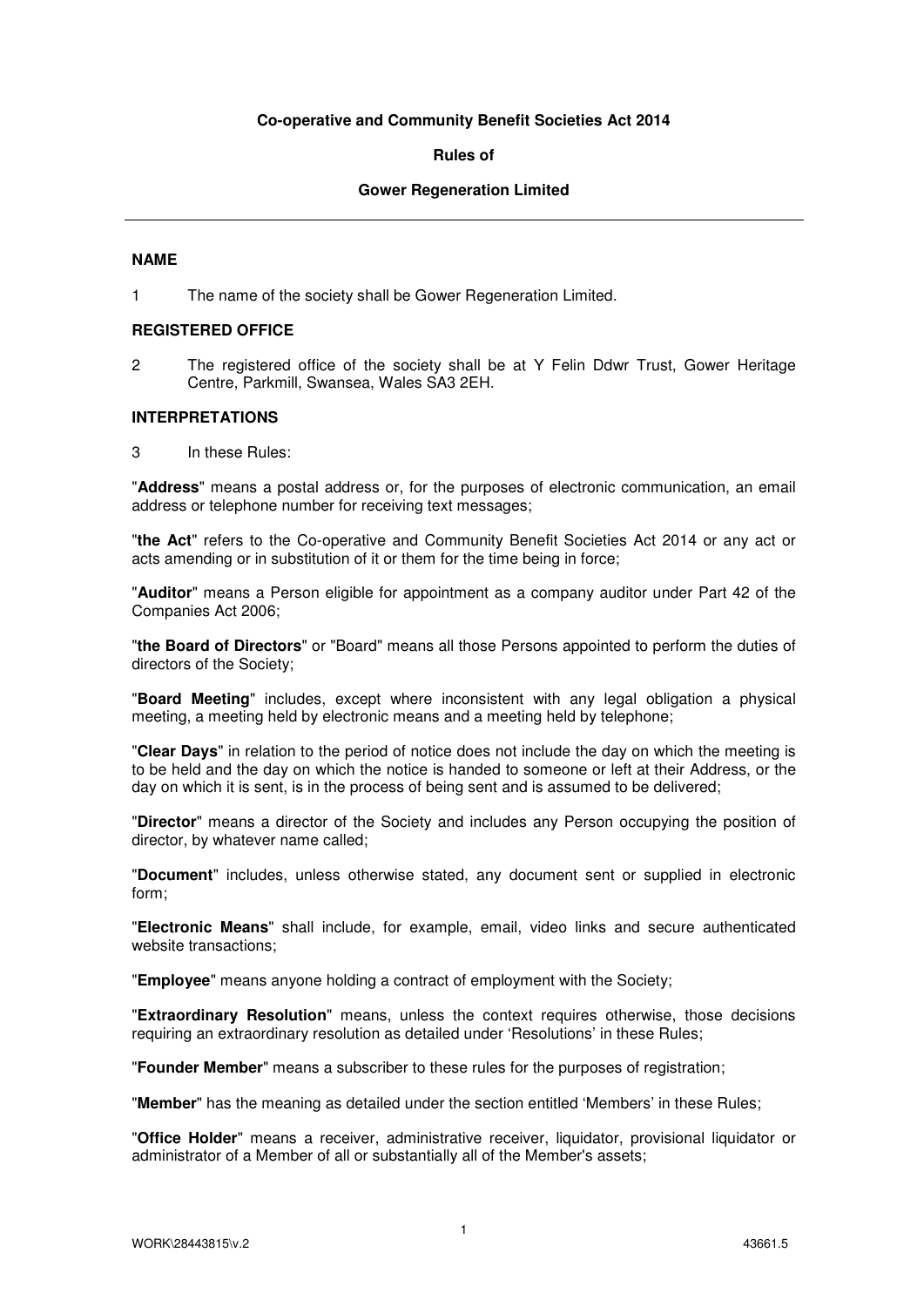**Co-operative and Community Benefit Societies Act 2014**

**Rules of**

**Gower Regeneration Limited**

---

## NAME

1 The name of the society shall be Gower Regeneration Limited.

## REGISTERED OFFICE

2 The registered office of the society shall be at Y Felin Ddwr Trust, Gower Heritage Centre, Parkmill, Swansea, Wales SA3 2EH.

## INTERPRETATIONS

3 In these Rules:

"**Address**" means a postal address or, for the purposes of electronic communication, an email address or telephone number for receiving text messages;

"**the Act**" refers to the Co-operative and Community Benefit Societies Act 2014 or any act or acts amending or in substitution of it or them for the time being in force;

"**Auditor**" means a Person eligible for appointment as a company auditor under Part 42 of the Companies Act 2006;

"**the Board of Directors**" or "Board" means all those Persons appointed to perform the duties of directors of the Society;

"**Board Meeting**" includes, except where inconsistent with any legal obligation a physical meeting, a meeting held by electronic means and a meeting held by telephone;

"**Clear Days**" in relation to the period of notice does not include the day on which the meeting is to be held and the day on which the notice is handed to someone or left at their Address, or the day on which it is sent, is in the process of being sent and is assumed to be delivered;

"**Director**" means a director of the Society and includes any Person occupying the position of director, by whatever name called;

"**Document**" includes, unless otherwise stated, any document sent or supplied in electronic form;

"**Electronic Means**" shall include, for example, email, video links and secure authenticated website transactions;

"**Employee**" means anyone holding a contract of employment with the Society;

"**Extraordinary Resolution**" means, unless the context requires otherwise, those decisions requiring an extraordinary resolution as detailed under 'Resolutions' in these Rules;

"**Founder Member**" means a subscriber to these rules for the purposes of registration;

"**Member**" has the meaning as detailed under the section entitled 'Members' in these Rules;

"**Office Holder**" means a receiver, administrative receiver, liquidator, provisional liquidator or administrator of a Member of all or substantially all of the Member's assets;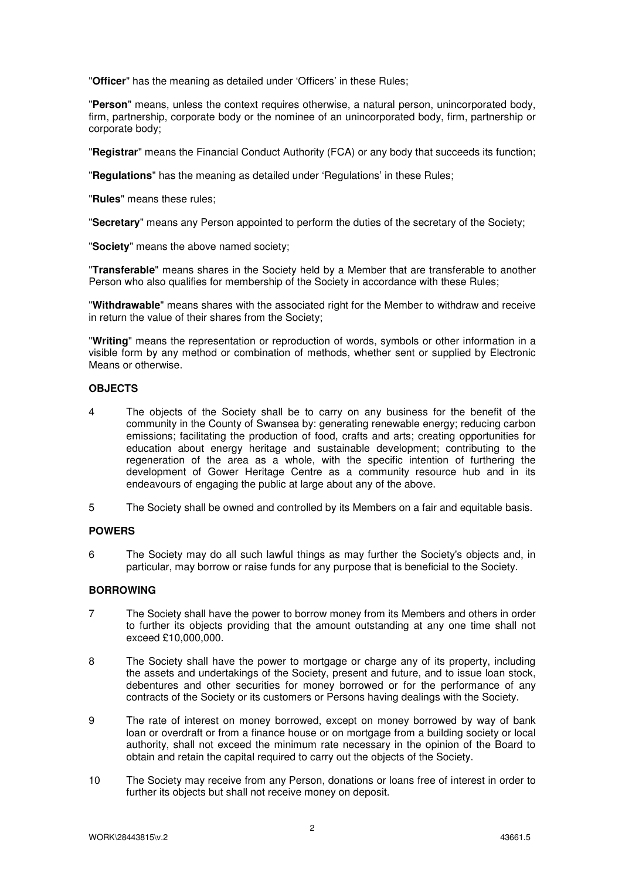"**Officer**" has the meaning as detailed under 'Officers' in these Rules;

"**Person**" means, unless the context requires otherwise, a natural person, unincorporated body, firm, partnership, corporate body or the nominee of an unincorporated body, firm, partnership or corporate body;

"**Registrar**" means the Financial Conduct Authority (FCA) or any body that succeeds its function;

"**Regulations**" has the meaning as detailed under 'Regulations' in these Rules;

"**Rules**" means these rules;

"**Secretary**" means any Person appointed to perform the duties of the secretary of the Society;

"**Society**" means the above named society;

"**Transferable**" means shares in the Society held by a Member that are transferable to another Person who also qualifies for membership of the Society in accordance with these Rules;

"**Withdrawable**" means shares with the associated right for the Member to withdraw and receive in return the value of their shares from the Society;

"**Writing**" means the representation or reproduction of words, symbols or other information in a visible form by any method or combination of methods, whether sent or supplied by Electronic Means or otherwise.

## OBJECTS

4 The objects of the Society shall be to carry on any business for the benefit of the community in the County of Swansea by: generating renewable energy; reducing carbon emissions; facilitating the production of food, crafts and arts; creating opportunities for education about energy heritage and sustainable development; contributing to the regeneration of the area as a whole, with the specific intention of furthering the development of Gower Heritage Centre as a community resource hub and in its endeavours of engaging the public at large about any of the above.

5 The Society shall be owned and controlled by its Members on a fair and equitable basis.

## POWERS

6 The Society may do all such lawful things as may further the Society's objects and, in particular, may borrow or raise funds for any purpose that is beneficial to the Society.

## BORROWING

7 The Society shall have the power to borrow money from its Members and others in order to further its objects providing that the amount outstanding at any one time shall not exceed £10,000,000.

8 The Society shall have the power to mortgage or charge any of its property, including the assets and undertakings of the Society, present and future, and to issue loan stock, debentures and other securities for money borrowed or for the performance of any contracts of the Society or its customers or Persons having dealings with the Society.

9 The rate of interest on money borrowed, except on money borrowed by way of bank loan or overdraft or from a finance house or on mortgage from a building society or local authority, shall not exceed the minimum rate necessary in the opinion of the Board to obtain and retain the capital required to carry out the objects of the Society.

10 The Society may receive from any Person, donations or loans free of interest in order to further its objects but shall not receive money on deposit.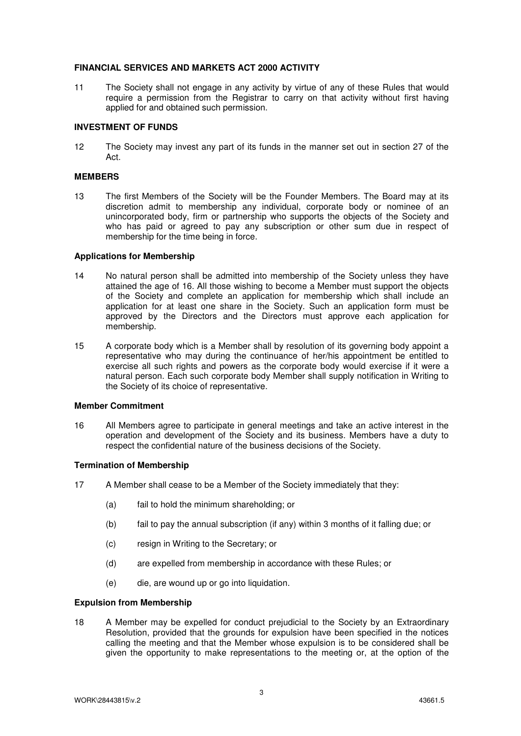### FINANCIAL SERVICES AND MARKETS ACT 2000 ACTIVITY

11 The Society shall not engage in any activity by virtue of any of these Rules that would require a permission from the Registrar to carry on that activity without first having applied for and obtained such permission.

### INVESTMENT OF FUNDS

12 The Society may invest any part of its funds in the manner set out in section 27 of the Act.

### MEMBERS

13 The first Members of the Society will be the Founder Members. The Board may at its discretion admit to membership any individual, corporate body or nominee of an unincorporated body, firm or partnership who supports the objects of the Society and who has paid or agreed to pay any subscription or other sum due in respect of membership for the time being in force.

#### Applications for Membership

14 No natural person shall be admitted into membership of the Society unless they have attained the age of 16. All those wishing to become a Member must support the objects of the Society and complete an application for membership which shall include an application for at least one share in the Society. Such an application form must be approved by the Directors and the Directors must approve each application for membership.

15 A corporate body which is a Member shall by resolution of its governing body appoint a representative who may during the continuance of her/his appointment be entitled to exercise all such rights and powers as the corporate body would exercise if it were a natural person. Each such corporate body Member shall supply notification in Writing to the Society of its choice of representative.

#### Member Commitment

16 All Members agree to participate in general meetings and take an active interest in the operation and development of the Society and its business. Members have a duty to respect the confidential nature of the business decisions of the Society.

#### Termination of Membership

17 A Member shall cease to be a Member of the Society immediately that they:

(a) fail to hold the minimum shareholding; or

(b) fail to pay the annual subscription (if any) within 3 months of it falling due; or

(c) resign in Writing to the Secretary; or

(d) are expelled from membership in accordance with these Rules; or

(e) die, are wound up or go into liquidation.

#### Expulsion from Membership

18 A Member may be expelled for conduct prejudicial to the Society by an Extraordinary Resolution, provided that the grounds for expulsion have been specified in the notices calling the meeting and that the Member whose expulsion is to be considered shall be given the opportunity to make representations to the meeting or, at the option of the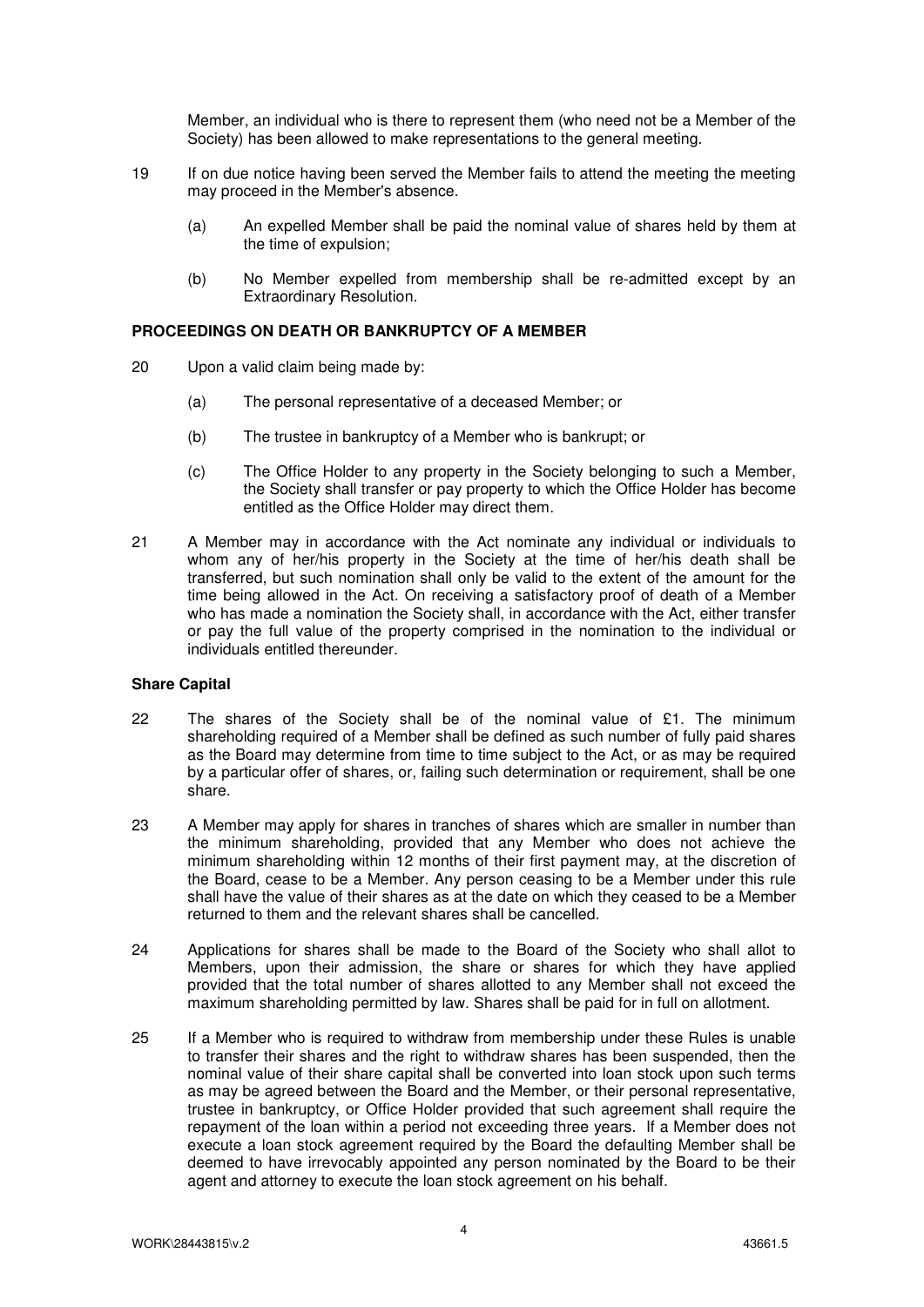Member, an individual who is there to represent them (who need not be a Member of the Society) has been allowed to make representations to the general meeting.

19 If on due notice having been served the Member fails to attend the meeting the meeting may proceed in the Member's absence.

(a) An expelled Member shall be paid the nominal value of shares held by them at the time of expulsion;

(b) No Member expelled from membership shall be re-admitted except by an Extraordinary Resolution.

**PROCEEDINGS ON DEATH OR BANKRUPTCY OF A MEMBER**

20 Upon a valid claim being made by:

(a) The personal representative of a deceased Member; or

(b) The trustee in bankruptcy of a Member who is bankrupt; or

(c) The Office Holder to any property in the Society belonging to such a Member, the Society shall transfer or pay property to which the Office Holder has become entitled as the Office Holder may direct them.

21 A Member may in accordance with the Act nominate any individual or individuals to whom any of her/his property in the Society at the time of her/his death shall be transferred, but such nomination shall only be valid to the extent of the amount for the time being allowed in the Act. On receiving a satisfactory proof of death of a Member who has made a nomination the Society shall, in accordance with the Act, either transfer or pay the full value of the property comprised in the nomination to the individual or individuals entitled thereunder.

**Share Capital**

22 The shares of the Society shall be of the nominal value of £1. The minimum shareholding required of a Member shall be defined as such number of fully paid shares as the Board may determine from time to time subject to the Act, or as may be required by a particular offer of shares, or, failing such determination or requirement, shall be one share.

23 A Member may apply for shares in tranches of shares which are smaller in number than the minimum shareholding, provided that any Member who does not achieve the minimum shareholding within 12 months of their first payment may, at the discretion of the Board, cease to be a Member. Any person ceasing to be a Member under this rule shall have the value of their shares as at the date on which they ceased to be a Member returned to them and the relevant shares shall be cancelled.

24 Applications for shares shall be made to the Board of the Society who shall allot to Members, upon their admission, the share or shares for which they have applied provided that the total number of shares allotted to any Member shall not exceed the maximum shareholding permitted by law. Shares shall be paid for in full on allotment.

25 If a Member who is required to withdraw from membership under these Rules is unable to transfer their shares and the right to withdraw shares has been suspended, then the nominal value of their share capital shall be converted into loan stock upon such terms as may be agreed between the Board and the Member, or their personal representative, trustee in bankruptcy, or Office Holder provided that such agreement shall require the repayment of the loan within a period not exceeding three years. If a Member does not execute a loan stock agreement required by the Board the defaulting Member shall be deemed to have irrevocably appointed any person nominated by the Board to be their agent and attorney to execute the loan stock agreement on his behalf.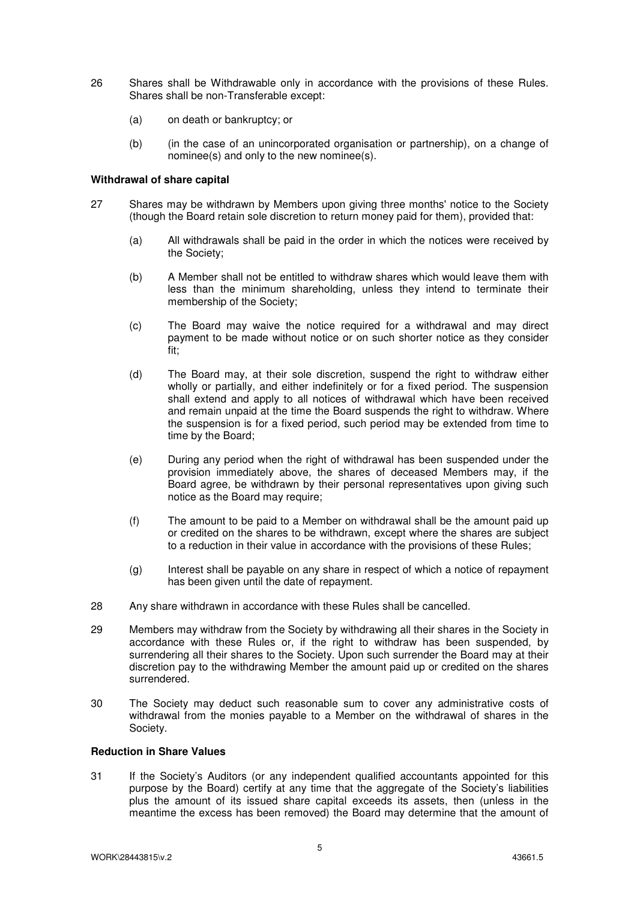26 Shares shall be Withdrawable only in accordance with the provisions of these Rules. Shares shall be non-Transferable except:

(a) on death or bankruptcy; or

(b) (in the case of an unincorporated organisation or partnership), on a change of nominee(s) and only to the new nominee(s).

**Withdrawal of share capital**

27 Shares may be withdrawn by Members upon giving three months' notice to the Society (though the Board retain sole discretion to return money paid for them), provided that:

(a) All withdrawals shall be paid in the order in which the notices were received by the Society;

(b) A Member shall not be entitled to withdraw shares which would leave them with less than the minimum shareholding, unless they intend to terminate their membership of the Society;

(c) The Board may waive the notice required for a withdrawal and may direct payment to be made without notice or on such shorter notice as they consider fit;

(d) The Board may, at their sole discretion, suspend the right to withdraw either wholly or partially, and either indefinitely or for a fixed period. The suspension shall extend and apply to all notices of withdrawal which have been received and remain unpaid at the time the Board suspends the right to withdraw. Where the suspension is for a fixed period, such period may be extended from time to time by the Board;

(e) During any period when the right of withdrawal has been suspended under the provision immediately above, the shares of deceased Members may, if the Board agree, be withdrawn by their personal representatives upon giving such notice as the Board may require;

(f) The amount to be paid to a Member on withdrawal shall be the amount paid up or credited on the shares to be withdrawn, except where the shares are subject to a reduction in their value in accordance with the provisions of these Rules;

(g) Interest shall be payable on any share in respect of which a notice of repayment has been given until the date of repayment.

28 Any share withdrawn in accordance with these Rules shall be cancelled.

29 Members may withdraw from the Society by withdrawing all their shares in the Society in accordance with these Rules or, if the right to withdraw has been suspended, by surrendering all their shares to the Society. Upon such surrender the Board may at their discretion pay to the withdrawing Member the amount paid up or credited on the shares surrendered.

30 The Society may deduct such reasonable sum to cover any administrative costs of withdrawal from the monies payable to a Member on the withdrawal of shares in the Society.

**Reduction in Share Values**

31 If the Society's Auditors (or any independent qualified accountants appointed for this purpose by the Board) certify at any time that the aggregate of the Society's liabilities plus the amount of its issued share capital exceeds its assets, then (unless in the meantime the excess has been removed) the Board may determine that the amount of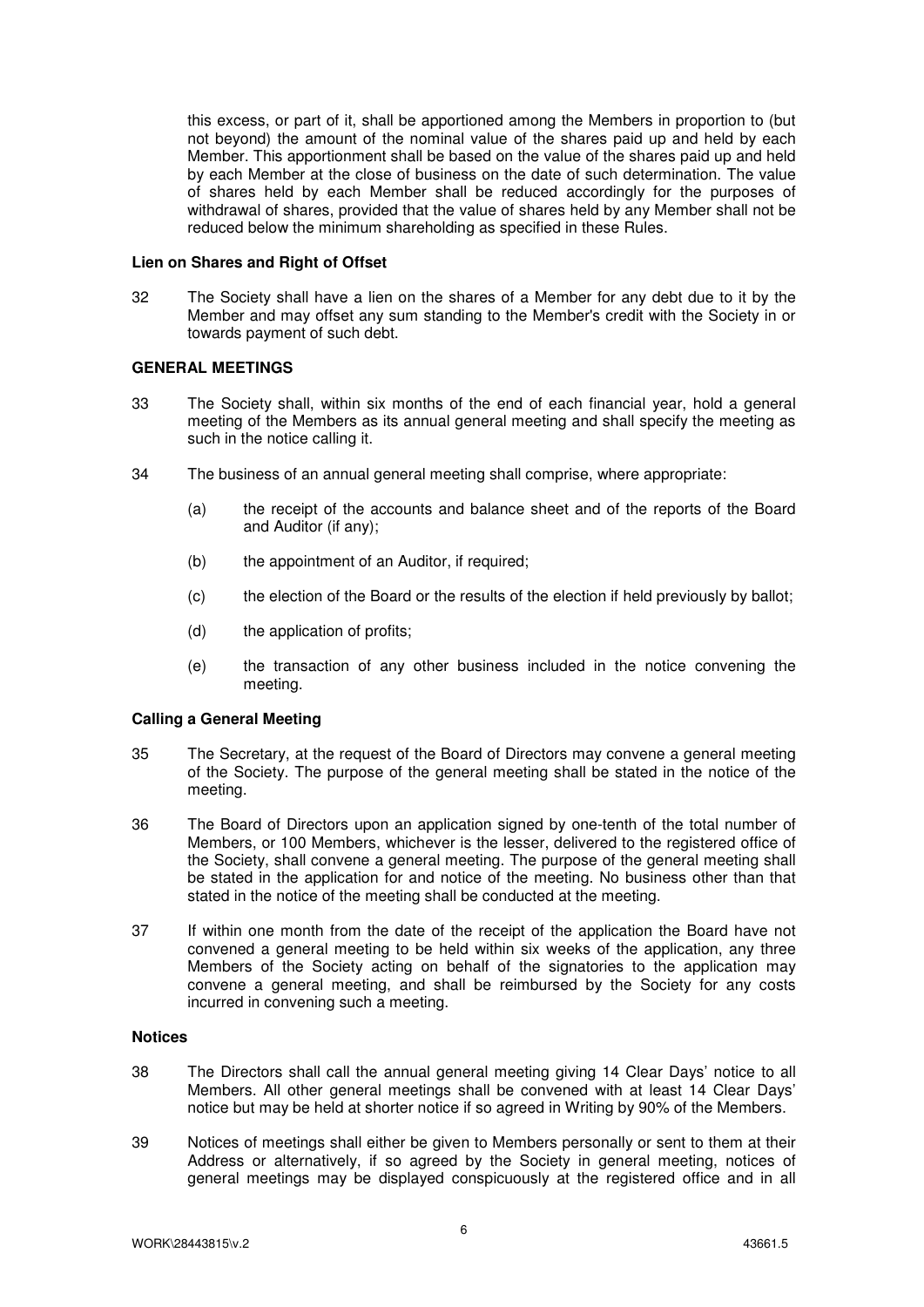this excess, or part of it, shall be apportioned among the Members in proportion to (but not beyond) the amount of the nominal value of the shares paid up and held by each Member. This apportionment shall be based on the value of the shares paid up and held by each Member at the close of business on the date of such determination. The value of shares held by each Member shall be reduced accordingly for the purposes of withdrawal of shares, provided that the value of shares held by any Member shall not be reduced below the minimum shareholding as specified in these Rules.

**Lien on Shares and Right of Offset**

32 The Society shall have a lien on the shares of a Member for any debt due to it by the Member and may offset any sum standing to the Member's credit with the Society in or towards payment of such debt.

**GENERAL MEETINGS**

33 The Society shall, within six months of the end of each financial year, hold a general meeting of the Members as its annual general meeting and shall specify the meeting as such in the notice calling it.

34 The business of an annual general meeting shall comprise, where appropriate:

(a) the receipt of the accounts and balance sheet and of the reports of the Board and Auditor (if any);

(b) the appointment of an Auditor, if required;

(c) the election of the Board or the results of the election if held previously by ballot;

(d) the application of profits;

(e) the transaction of any other business included in the notice convening the meeting.

**Calling a General Meeting**

35 The Secretary, at the request of the Board of Directors may convene a general meeting of the Society. The purpose of the general meeting shall be stated in the notice of the meeting.

36 The Board of Directors upon an application signed by one-tenth of the total number of Members, or 100 Members, whichever is the lesser, delivered to the registered office of the Society, shall convene a general meeting. The purpose of the general meeting shall be stated in the application for and notice of the meeting. No business other than that stated in the notice of the meeting shall be conducted at the meeting.

37 If within one month from the date of the receipt of the application the Board have not convened a general meeting to be held within six weeks of the application, any three Members of the Society acting on behalf of the signatories to the application may convene a general meeting, and shall be reimbursed by the Society for any costs incurred in convening such a meeting.

**Notices**

38 The Directors shall call the annual general meeting giving 14 Clear Days' notice to all Members. All other general meetings shall be convened with at least 14 Clear Days' notice but may be held at shorter notice if so agreed in Writing by 90% of the Members.

39 Notices of meetings shall either be given to Members personally or sent to them at their Address or alternatively, if so agreed by the Society in general meeting, notices of general meetings may be displayed conspicuously at the registered office and in all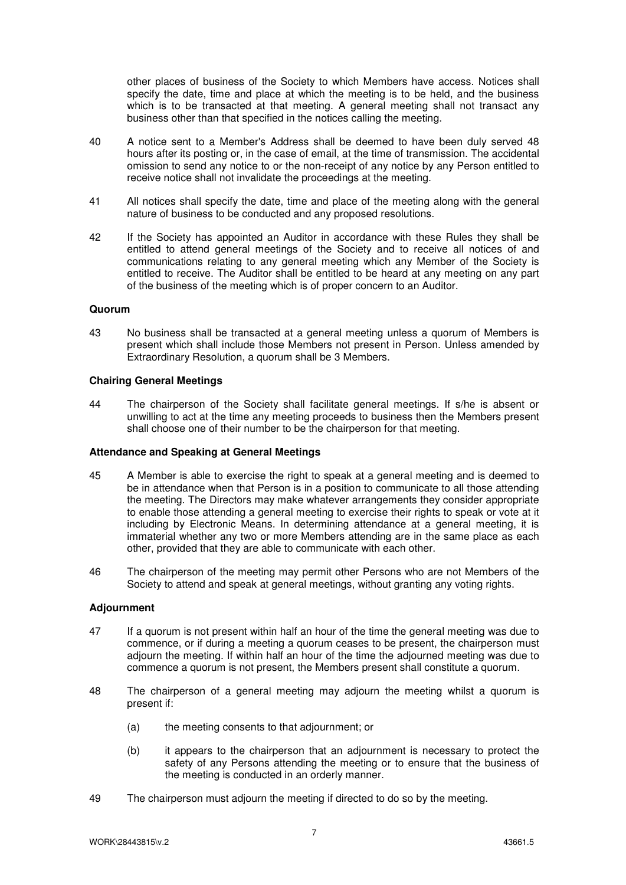other places of business of the Society to which Members have access. Notices shall specify the date, time and place at which the meeting is to be held, and the business which is to be transacted at that meeting. A general meeting shall not transact any business other than that specified in the notices calling the meeting.

40 A notice sent to a Member's Address shall be deemed to have been duly served 48 hours after its posting or, in the case of email, at the time of transmission. The accidental omission to send any notice to or the non-receipt of any notice by any Person entitled to receive notice shall not invalidate the proceedings at the meeting.

41 All notices shall specify the date, time and place of the meeting along with the general nature of business to be conducted and any proposed resolutions.

42 If the Society has appointed an Auditor in accordance with these Rules they shall be entitled to attend general meetings of the Society and to receive all notices of and communications relating to any general meeting which any Member of the Society is entitled to receive. The Auditor shall be entitled to be heard at any meeting on any part of the business of the meeting which is of proper concern to an Auditor.

**Quorum**

43 No business shall be transacted at a general meeting unless a quorum of Members is present which shall include those Members not present in Person. Unless amended by Extraordinary Resolution, a quorum shall be 3 Members.

**Chairing General Meetings**

44 The chairperson of the Society shall facilitate general meetings. If s/he is absent or unwilling to act at the time any meeting proceeds to business then the Members present shall choose one of their number to be the chairperson for that meeting.

**Attendance and Speaking at General Meetings**

45 A Member is able to exercise the right to speak at a general meeting and is deemed to be in attendance when that Person is in a position to communicate to all those attending the meeting. The Directors may make whatever arrangements they consider appropriate to enable those attending a general meeting to exercise their rights to speak or vote at it including by Electronic Means. In determining attendance at a general meeting, it is immaterial whether any two or more Members attending are in the same place as each other, provided that they are able to communicate with each other.

46 The chairperson of the meeting may permit other Persons who are not Members of the Society to attend and speak at general meetings, without granting any voting rights.

**Adjournment**

47 If a quorum is not present within half an hour of the time the general meeting was due to commence, or if during a meeting a quorum ceases to be present, the chairperson must adjourn the meeting. If within half an hour of the time the adjourned meeting was due to commence a quorum is not present, the Members present shall constitute a quorum.

48 The chairperson of a general meeting may adjourn the meeting whilst a quorum is present if:

(a) the meeting consents to that adjournment; or

(b) it appears to the chairperson that an adjournment is necessary to protect the safety of any Persons attending the meeting or to ensure that the business of the meeting is conducted in an orderly manner.

49 The chairperson must adjourn the meeting if directed to do so by the meeting.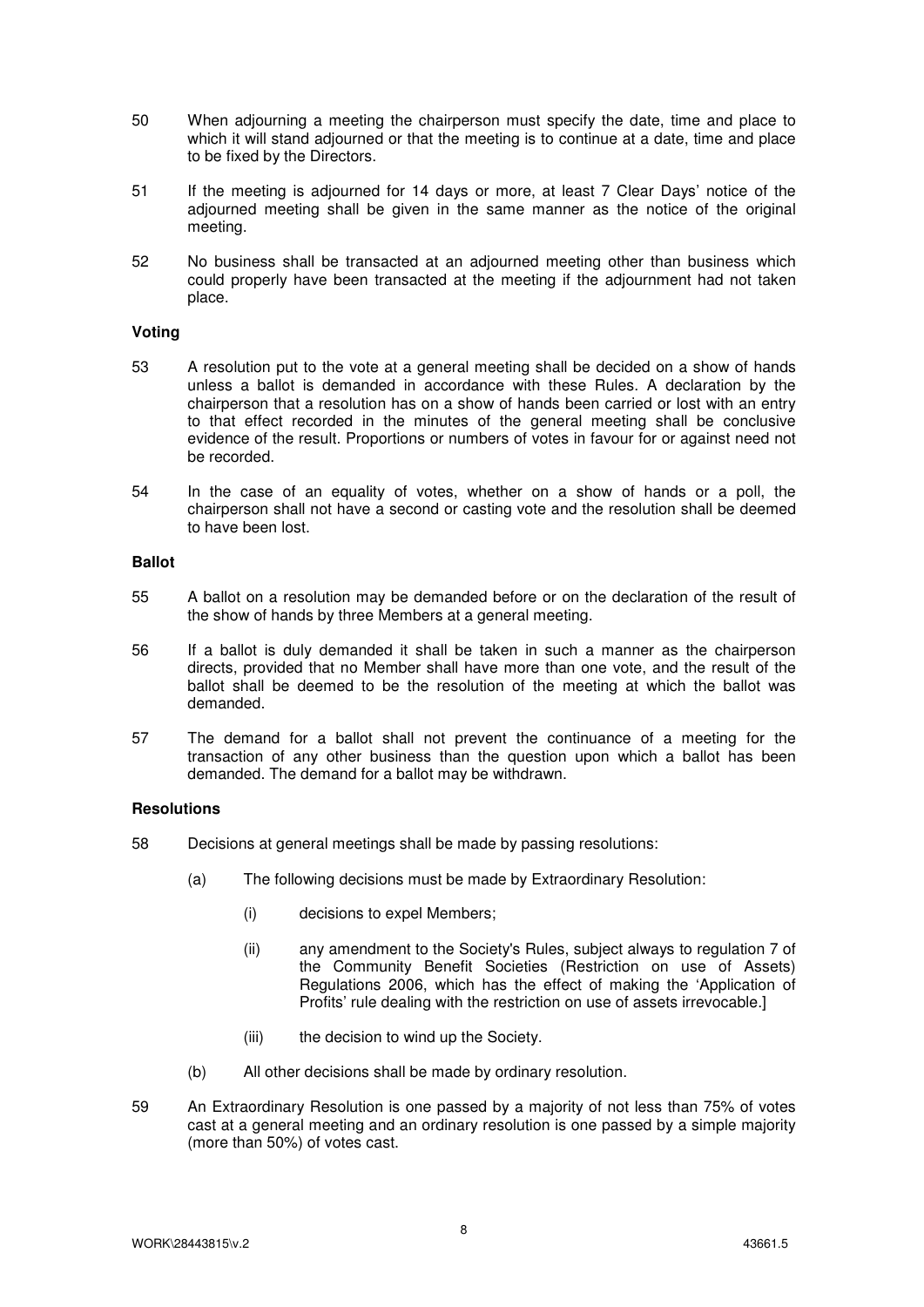50 When adjourning a meeting the chairperson must specify the date, time and place to which it will stand adjourned or that the meeting is to continue at a date, time and place to be fixed by the Directors.

51 If the meeting is adjourned for 14 days or more, at least 7 Clear Days' notice of the adjourned meeting shall be given in the same manner as the notice of the original meeting.

52 No business shall be transacted at an adjourned meeting other than business which could properly have been transacted at the meeting if the adjournment had not taken place.

**Voting**

53 A resolution put to the vote at a general meeting shall be decided on a show of hands unless a ballot is demanded in accordance with these Rules. A declaration by the chairperson that a resolution has on a show of hands been carried or lost with an entry to that effect recorded in the minutes of the general meeting shall be conclusive evidence of the result. Proportions or numbers of votes in favour for or against need not be recorded.

54 In the case of an equality of votes, whether on a show of hands or a poll, the chairperson shall not have a second or casting vote and the resolution shall be deemed to have been lost.

**Ballot**

55 A ballot on a resolution may be demanded before or on the declaration of the result of the show of hands by three Members at a general meeting.

56 If a ballot is duly demanded it shall be taken in such a manner as the chairperson directs, provided that no Member shall have more than one vote, and the result of the ballot shall be deemed to be the resolution of the meeting at which the ballot was demanded.

57 The demand for a ballot shall not prevent the continuance of a meeting for the transaction of any other business than the question upon which a ballot has been demanded. The demand for a ballot may be withdrawn.

**Resolutions**

58 Decisions at general meetings shall be made by passing resolutions:

(a) The following decisions must be made by Extraordinary Resolution:

(i) decisions to expel Members;

(ii) any amendment to the Society's Rules, subject always to regulation 7 of the Community Benefit Societies (Restriction on use of Assets) Regulations 2006, which has the effect of making the 'Application of Profits' rule dealing with the restriction on use of assets irrevocable.]

(iii) the decision to wind up the Society.

(b) All other decisions shall be made by ordinary resolution.

59 An Extraordinary Resolution is one passed by a majority of not less than 75% of votes cast at a general meeting and an ordinary resolution is one passed by a simple majority (more than 50%) of votes cast.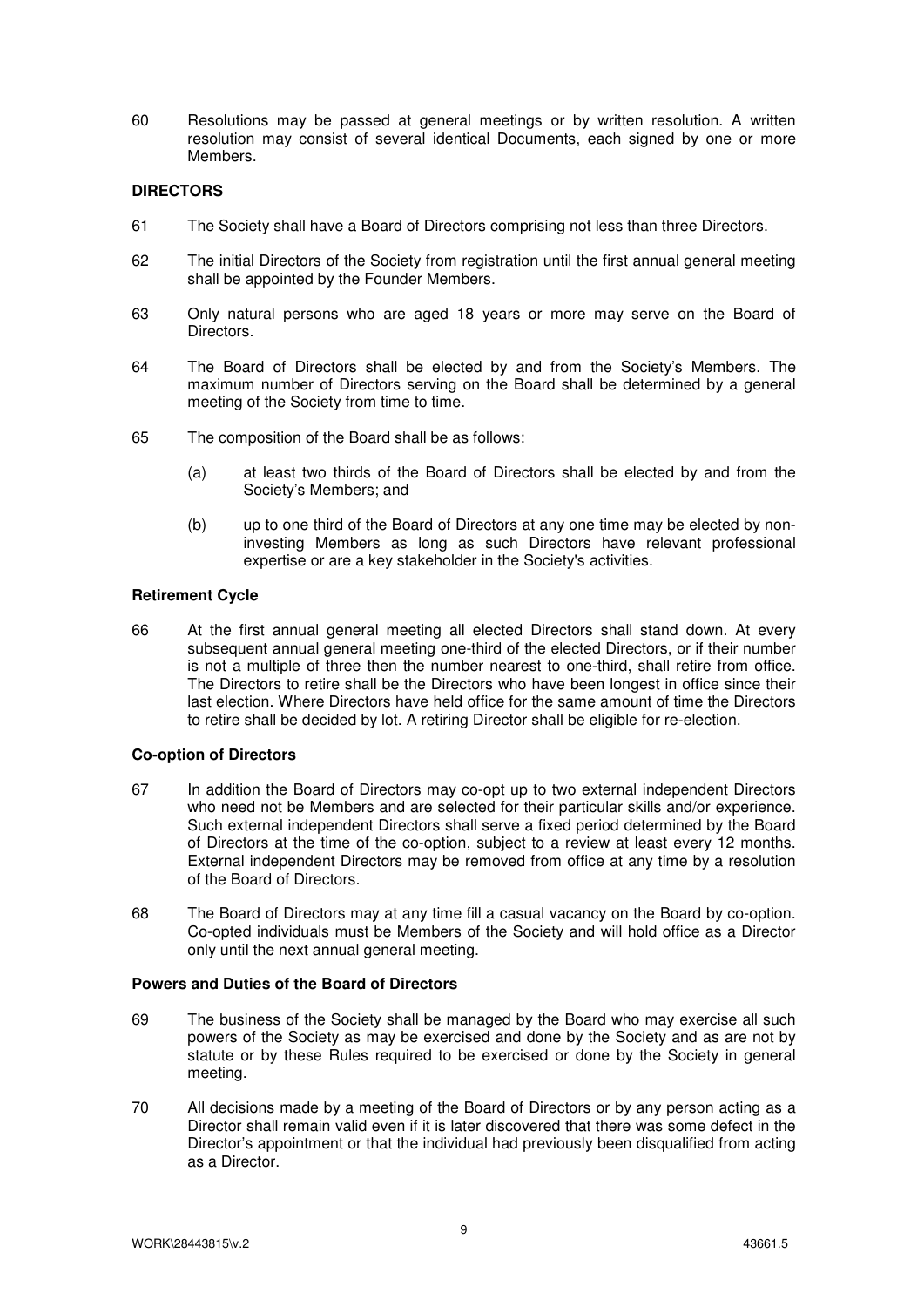60 Resolutions may be passed at general meetings or by written resolution. A written resolution may consist of several identical Documents, each signed by one or more Members.

**DIRECTORS**

61 The Society shall have a Board of Directors comprising not less than three Directors.

62 The initial Directors of the Society from registration until the first annual general meeting shall be appointed by the Founder Members.

63 Only natural persons who are aged 18 years or more may serve on the Board of Directors.

64 The Board of Directors shall be elected by and from the Society's Members. The maximum number of Directors serving on the Board shall be determined by a general meeting of the Society from time to time.

65 The composition of the Board shall be as follows:

(a) at least two thirds of the Board of Directors shall be elected by and from the Society's Members; and

(b) up to one third of the Board of Directors at any one time may be elected by non-investing Members as long as such Directors have relevant professional expertise or are a key stakeholder in the Society's activities.

**Retirement Cycle**

66 At the first annual general meeting all elected Directors shall stand down. At every subsequent annual general meeting one-third of the elected Directors, or if their number is not a multiple of three then the number nearest to one-third, shall retire from office. The Directors to retire shall be the Directors who have been longest in office since their last election. Where Directors have held office for the same amount of time the Directors to retire shall be decided by lot. A retiring Director shall be eligible for re-election.

**Co-option of Directors**

67 In addition the Board of Directors may co-opt up to two external independent Directors who need not be Members and are selected for their particular skills and/or experience. Such external independent Directors shall serve a fixed period determined by the Board of Directors at the time of the co-option, subject to a review at least every 12 months. External independent Directors may be removed from office at any time by a resolution of the Board of Directors.

68 The Board of Directors may at any time fill a casual vacancy on the Board by co-option. Co-opted individuals must be Members of the Society and will hold office as a Director only until the next annual general meeting.

**Powers and Duties of the Board of Directors**

69 The business of the Society shall be managed by the Board who may exercise all such powers of the Society as may be exercised and done by the Society and as are not by statute or by these Rules required to be exercised or done by the Society in general meeting.

70 All decisions made by a meeting of the Board of Directors or by any person acting as a Director shall remain valid even if it is later discovered that there was some defect in the Director's appointment or that the individual had previously been disqualified from acting as a Director.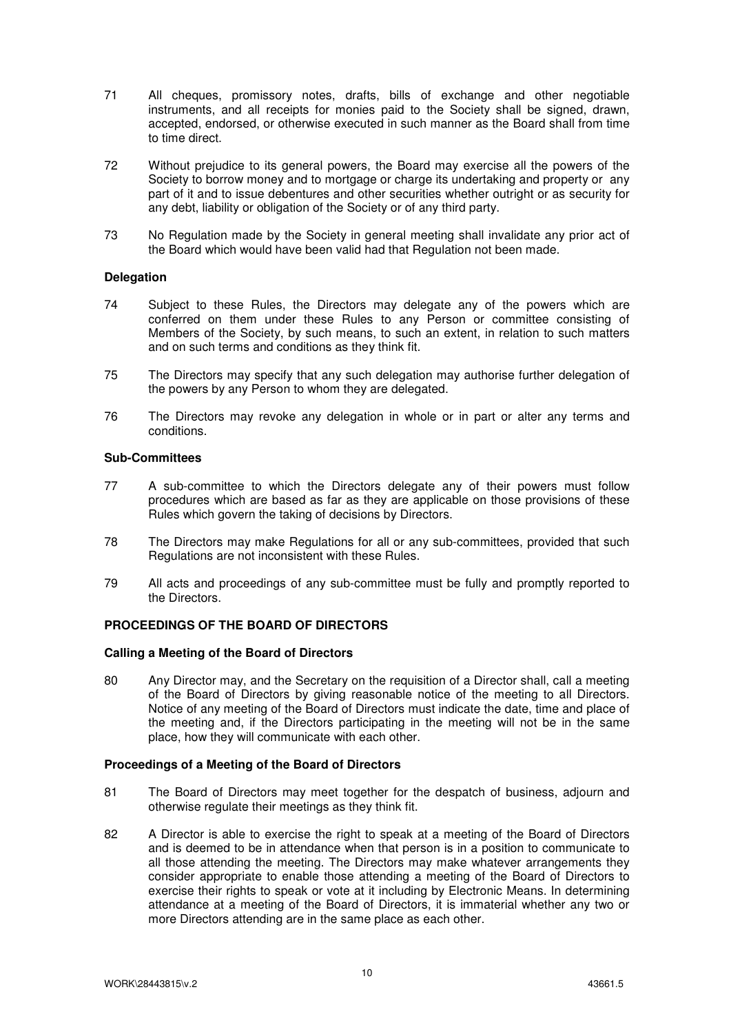71 All cheques, promissory notes, drafts, bills of exchange and other negotiable instruments, and all receipts for monies paid to the Society shall be signed, drawn, accepted, endorsed, or otherwise executed in such manner as the Board shall from time to time direct.

72 Without prejudice to its general powers, the Board may exercise all the powers of the Society to borrow money and to mortgage or charge its undertaking and property or any part of it and to issue debentures and other securities whether outright or as security for any debt, liability or obligation of the Society or of any third party.

73 No Regulation made by the Society in general meeting shall invalidate any prior act of the Board which would have been valid had that Regulation not been made.

**Delegation**

74 Subject to these Rules, the Directors may delegate any of the powers which are conferred on them under these Rules to any Person or committee consisting of Members of the Society, by such means, to such an extent, in relation to such matters and on such terms and conditions as they think fit.

75 The Directors may specify that any such delegation may authorise further delegation of the powers by any Person to whom they are delegated.

76 The Directors may revoke any delegation in whole or in part or alter any terms and conditions.

**Sub-Committees**

77 A sub-committee to which the Directors delegate any of their powers must follow procedures which are based as far as they are applicable on those provisions of these Rules which govern the taking of decisions by Directors.

78 The Directors may make Regulations for all or any sub-committees, provided that such Regulations are not inconsistent with these Rules.

79 All acts and proceedings of any sub-committee must be fully and promptly reported to the Directors.

**PROCEEDINGS OF THE BOARD OF DIRECTORS**

**Calling a Meeting of the Board of Directors**

80 Any Director may, and the Secretary on the requisition of a Director shall, call a meeting of the Board of Directors by giving reasonable notice of the meeting to all Directors. Notice of any meeting of the Board of Directors must indicate the date, time and place of the meeting and, if the Directors participating in the meeting will not be in the same place, how they will communicate with each other.

**Proceedings of a Meeting of the Board of Directors**

81 The Board of Directors may meet together for the despatch of business, adjourn and otherwise regulate their meetings as they think fit.

82 A Director is able to exercise the right to speak at a meeting of the Board of Directors and is deemed to be in attendance when that person is in a position to communicate to all those attending the meeting. The Directors may make whatever arrangements they consider appropriate to enable those attending a meeting of the Board of Directors to exercise their rights to speak or vote at it including by Electronic Means. In determining attendance at a meeting of the Board of Directors, it is immaterial whether any two or more Directors attending are in the same place as each other.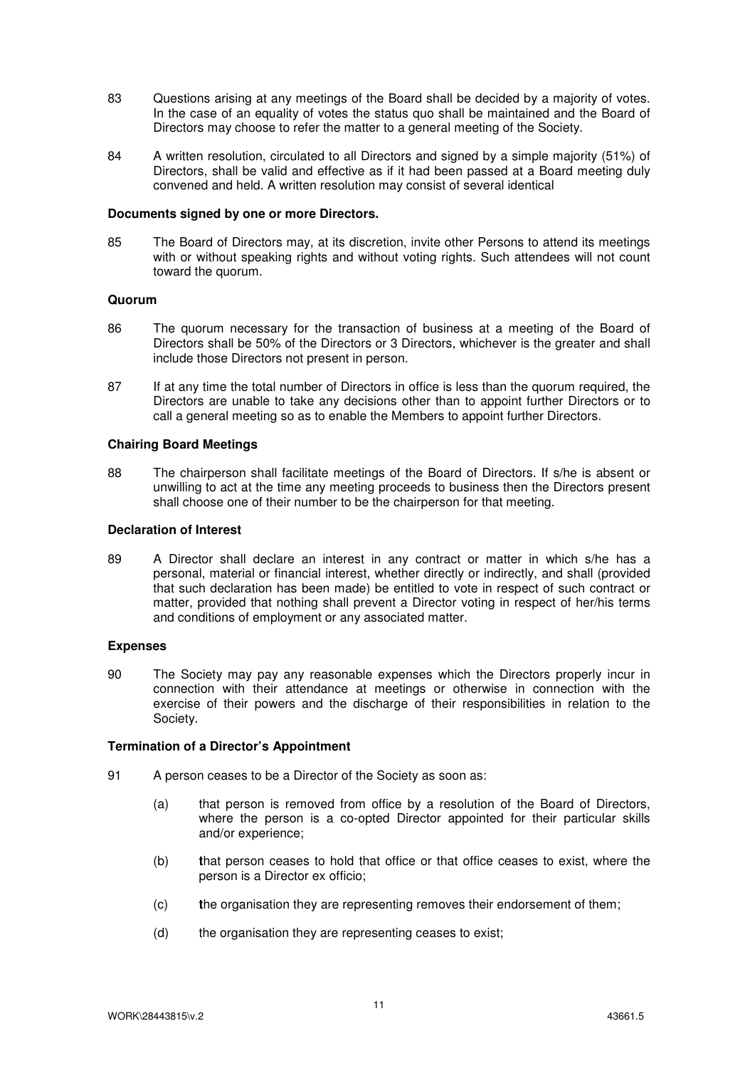83 Questions arising at any meetings of the Board shall be decided by a majority of votes. In the case of an equality of votes the status quo shall be maintained and the Board of Directors may choose to refer the matter to a general meeting of the Society.

84 A written resolution, circulated to all Directors and signed by a simple majority (51%) of Directors, shall be valid and effective as if it had been passed at a Board meeting duly convened and held. A written resolution may consist of several identical

**Documents signed by one or more Directors.**

85 The Board of Directors may, at its discretion, invite other Persons to attend its meetings with or without speaking rights and without voting rights. Such attendees will not count toward the quorum.

**Quorum**

86 The quorum necessary for the transaction of business at a meeting of the Board of Directors shall be 50% of the Directors or 3 Directors, whichever is the greater and shall include those Directors not present in person.

87 If at any time the total number of Directors in office is less than the quorum required, the Directors are unable to take any decisions other than to appoint further Directors or to call a general meeting so as to enable the Members to appoint further Directors.

**Chairing Board Meetings**

88 The chairperson shall facilitate meetings of the Board of Directors. If s/he is absent or unwilling to act at the time any meeting proceeds to business then the Directors present shall choose one of their number to be the chairperson for that meeting.

**Declaration of Interest**

89 A Director shall declare an interest in any contract or matter in which s/he has a personal, material or financial interest, whether directly or indirectly, and shall (provided that such declaration has been made) be entitled to vote in respect of such contract or matter, provided that nothing shall prevent a Director voting in respect of her/his terms and conditions of employment or any associated matter.

**Expenses**

90 The Society may pay any reasonable expenses which the Directors properly incur in connection with their attendance at meetings or otherwise in connection with the exercise of their powers and the discharge of their responsibilities in relation to the Society.

**Termination of a Director's Appointment**

91 A person ceases to be a Director of the Society as soon as:

(a) that person is removed from office by a resolution of the Board of Directors, where the person is a co-opted Director appointed for their particular skills and/or experience;

(b) that person ceases to hold that office or that office ceases to exist, where the person is a Director ex officio;

(c) the organisation they are representing removes their endorsement of them;

(d) the organisation they are representing ceases to exist;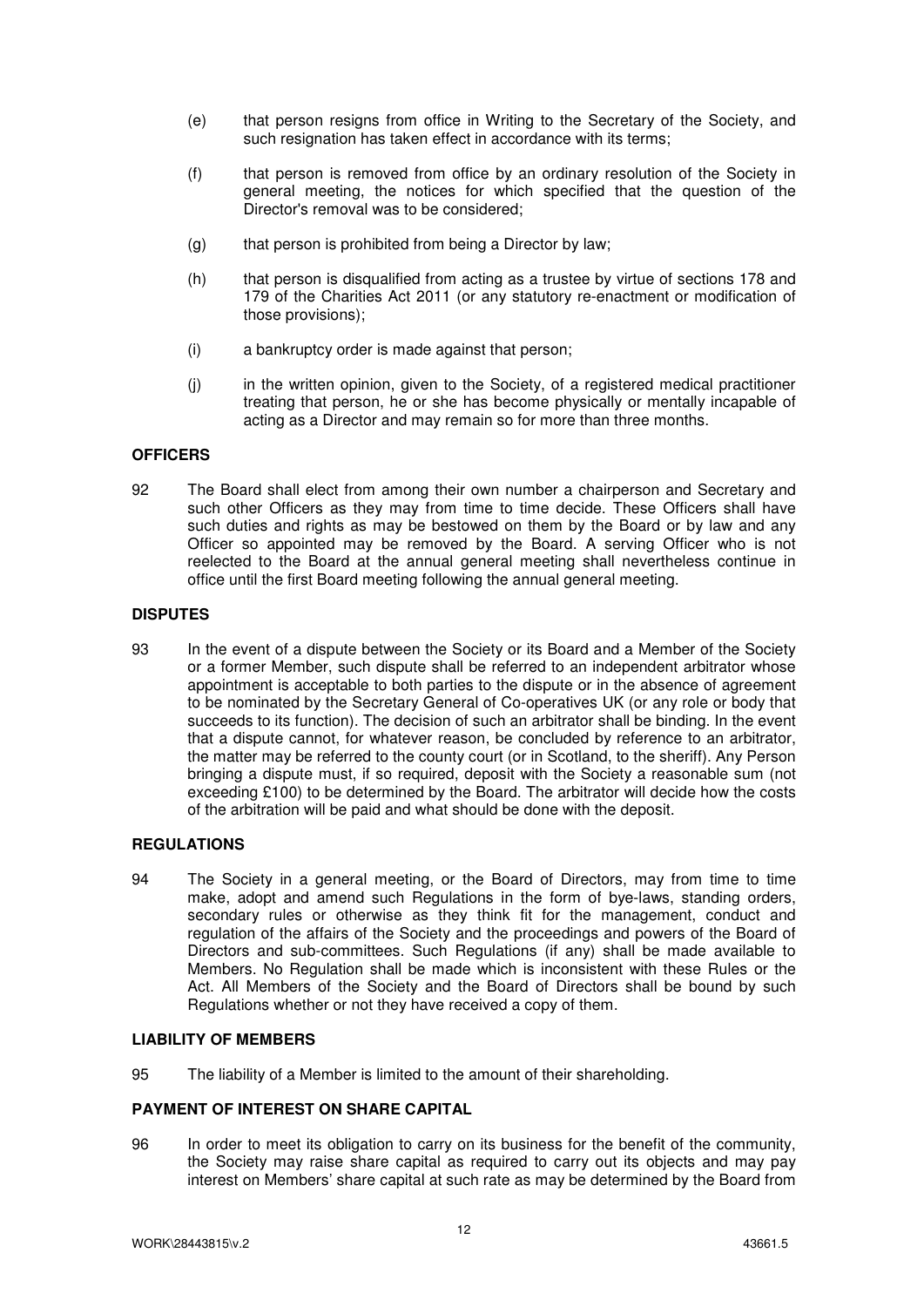(e) that person resigns from office in Writing to the Secretary of the Society, and such resignation has taken effect in accordance with its terms;

(f) that person is removed from office by an ordinary resolution of the Society in general meeting, the notices for which specified that the question of the Director's removal was to be considered;

(g) that person is prohibited from being a Director by law;

(h) that person is disqualified from acting as a trustee by virtue of sections 178 and 179 of the Charities Act 2011 (or any statutory re-enactment or modification of those provisions);

(i) a bankruptcy order is made against that person;

(j) in the written opinion, given to the Society, of a registered medical practitioner treating that person, he or she has become physically or mentally incapable of acting as a Director and may remain so for more than three months.

## OFFICERS

92 The Board shall elect from among their own number a chairperson and Secretary and such other Officers as they may from time to time decide. These Officers shall have such duties and rights as may be bestowed on them by the Board or by law and any Officer so appointed may be removed by the Board. A serving Officer who is not reelected to the Board at the annual general meeting shall nevertheless continue in office until the first Board meeting following the annual general meeting.

## DISPUTES

93 In the event of a dispute between the Society or its Board and a Member of the Society or a former Member, such dispute shall be referred to an independent arbitrator whose appointment is acceptable to both parties to the dispute or in the absence of agreement to be nominated by the Secretary General of Co-operatives UK (or any role or body that succeeds to its function). The decision of such an arbitrator shall be binding. In the event that a dispute cannot, for whatever reason, be concluded by reference to an arbitrator, the matter may be referred to the county court (or in Scotland, to the sheriff). Any Person bringing a dispute must, if so required, deposit with the Society a reasonable sum (not exceeding £100) to be determined by the Board. The arbitrator will decide how the costs of the arbitration will be paid and what should be done with the deposit.

## REGULATIONS

94 The Society in a general meeting, or the Board of Directors, may from time to time make, adopt and amend such Regulations in the form of bye-laws, standing orders, secondary rules or otherwise as they think fit for the management, conduct and regulation of the affairs of the Society and the proceedings and powers of the Board of Directors and sub-committees. Such Regulations (if any) shall be made available to Members. No Regulation shall be made which is inconsistent with these Rules or the Act. All Members of the Society and the Board of Directors shall be bound by such Regulations whether or not they have received a copy of them.

## LIABILITY OF MEMBERS

95 The liability of a Member is limited to the amount of their shareholding.

## PAYMENT OF INTEREST ON SHARE CAPITAL

96 In order to meet its obligation to carry on its business for the benefit of the community, the Society may raise share capital as required to carry out its objects and may pay interest on Members' share capital at such rate as may be determined by the Board from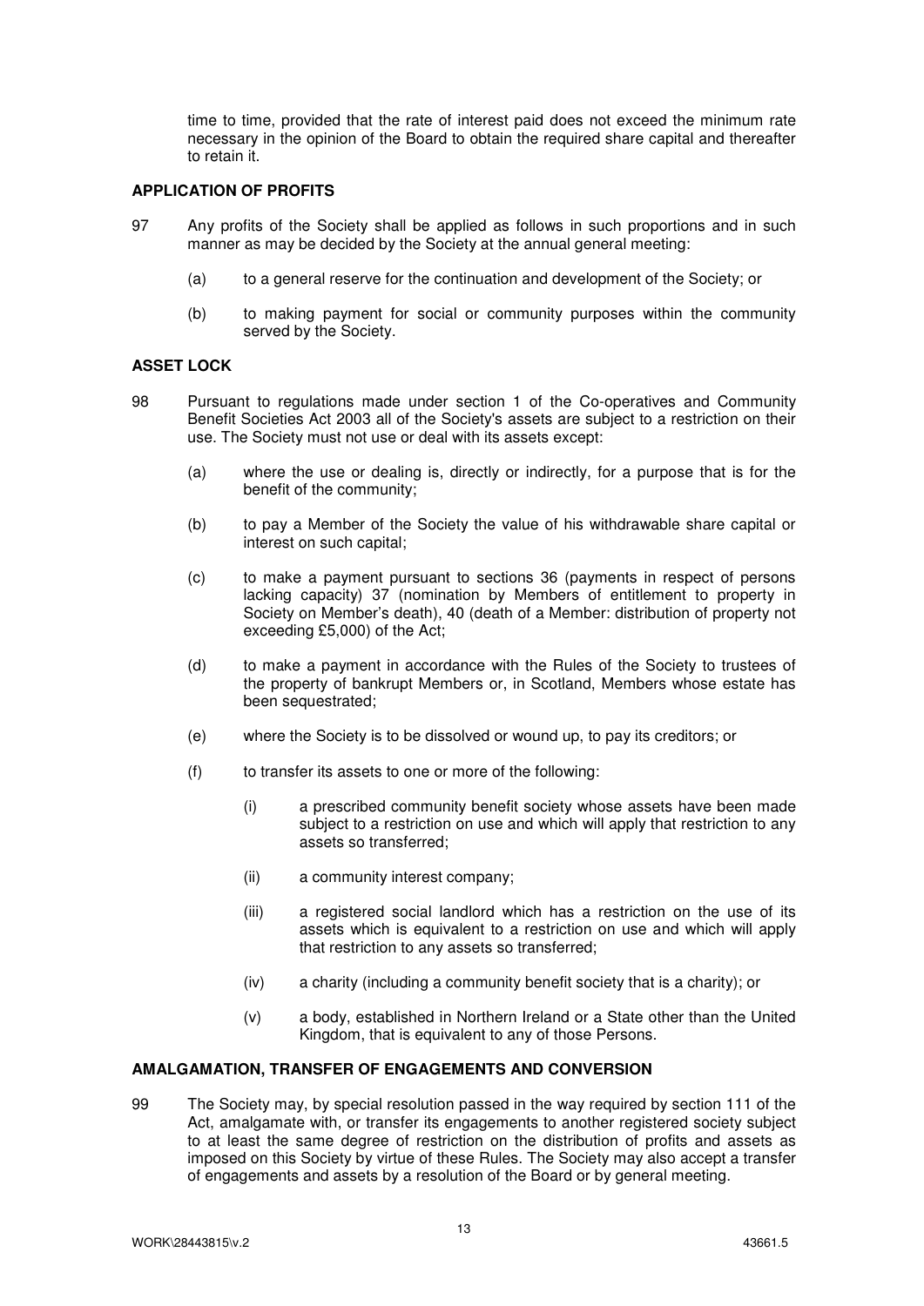time to time, provided that the rate of interest paid does not exceed the minimum rate necessary in the opinion of the Board to obtain the required share capital and thereafter to retain it.

## APPLICATION OF PROFITS

97 Any profits of the Society shall be applied as follows in such proportions and in such manner as may be decided by the Society at the annual general meeting:

(a) to a general reserve for the continuation and development of the Society; or

(b) to making payment for social or community purposes within the community served by the Society.

## ASSET LOCK

98 Pursuant to regulations made under section 1 of the Co-operatives and Community Benefit Societies Act 2003 all of the Society's assets are subject to a restriction on their use. The Society must not use or deal with its assets except:

(a) where the use or dealing is, directly or indirectly, for a purpose that is for the benefit of the community;

(b) to pay a Member of the Society the value of his withdrawable share capital or interest on such capital;

(c) to make a payment pursuant to sections 36 (payments in respect of persons lacking capacity) 37 (nomination by Members of entitlement to property in Society on Member's death), 40 (death of a Member: distribution of property not exceeding £5,000) of the Act;

(d) to make a payment in accordance with the Rules of the Society to trustees of the property of bankrupt Members or, in Scotland, Members whose estate has been sequestrated;

(e) where the Society is to be dissolved or wound up, to pay its creditors; or

(f) to transfer its assets to one or more of the following:

(i) a prescribed community benefit society whose assets have been made subject to a restriction on use and which will apply that restriction to any assets so transferred;

(ii) a community interest company;

(iii) a registered social landlord which has a restriction on the use of its assets which is equivalent to a restriction on use and which will apply that restriction to any assets so transferred;

(iv) a charity (including a community benefit society that is a charity); or

(v) a body, established in Northern Ireland or a State other than the United Kingdom, that is equivalent to any of those Persons.

## AMALGAMATION, TRANSFER OF ENGAGEMENTS AND CONVERSION

99 The Society may, by special resolution passed in the way required by section 111 of the Act, amalgamate with, or transfer its engagements to another registered society subject to at least the same degree of restriction on the distribution of profits and assets as imposed on this Society by virtue of these Rules. The Society may also accept a transfer of engagements and assets by a resolution of the Board or by general meeting.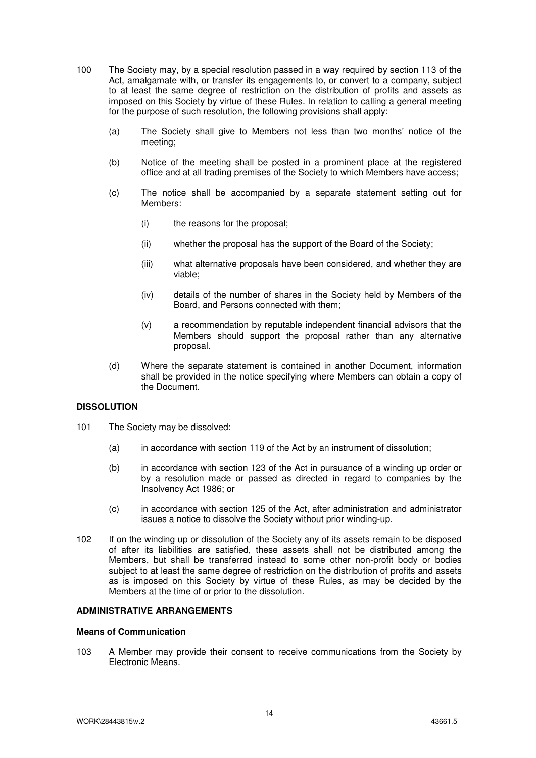100 The Society may, by a special resolution passed in a way required by section 113 of the Act, amalgamate with, or transfer its engagements to, or convert to a company, subject to at least the same degree of restriction on the distribution of profits and assets as imposed on this Society by virtue of these Rules. In relation to calling a general meeting for the purpose of such resolution, the following provisions shall apply:

(a) The Society shall give to Members not less than two months' notice of the meeting;

(b) Notice of the meeting shall be posted in a prominent place at the registered office and at all trading premises of the Society to which Members have access;

(c) The notice shall be accompanied by a separate statement setting out for Members:

(i) the reasons for the proposal;

(ii) whether the proposal has the support of the Board of the Society;

(iii) what alternative proposals have been considered, and whether they are viable;

(iv) details of the number of shares in the Society held by Members of the Board, and Persons connected with them;

(v) a recommendation by reputable independent financial advisors that the Members should support the proposal rather than any alternative proposal.

(d) Where the separate statement is contained in another Document, information shall be provided in the notice specifying where Members can obtain a copy of the Document.

**DISSOLUTION**

101 The Society may be dissolved:

(a) in accordance with section 119 of the Act by an instrument of dissolution;

(b) in accordance with section 123 of the Act in pursuance of a winding up order or by a resolution made or passed as directed in regard to companies by the Insolvency Act 1986; or

(c) in accordance with section 125 of the Act, after administration and administrator issues a notice to dissolve the Society without prior winding-up.

102 If on the winding up or dissolution of the Society any of its assets remain to be disposed of after its liabilities are satisfied, these assets shall not be distributed among the Members, but shall be transferred instead to some other non-profit body or bodies subject to at least the same degree of restriction on the distribution of profits and assets as is imposed on this Society by virtue of these Rules, as may be decided by the Members at the time of or prior to the dissolution.

**ADMINISTRATIVE ARRANGEMENTS**

**Means of Communication**

103 A Member may provide their consent to receive communications from the Society by Electronic Means.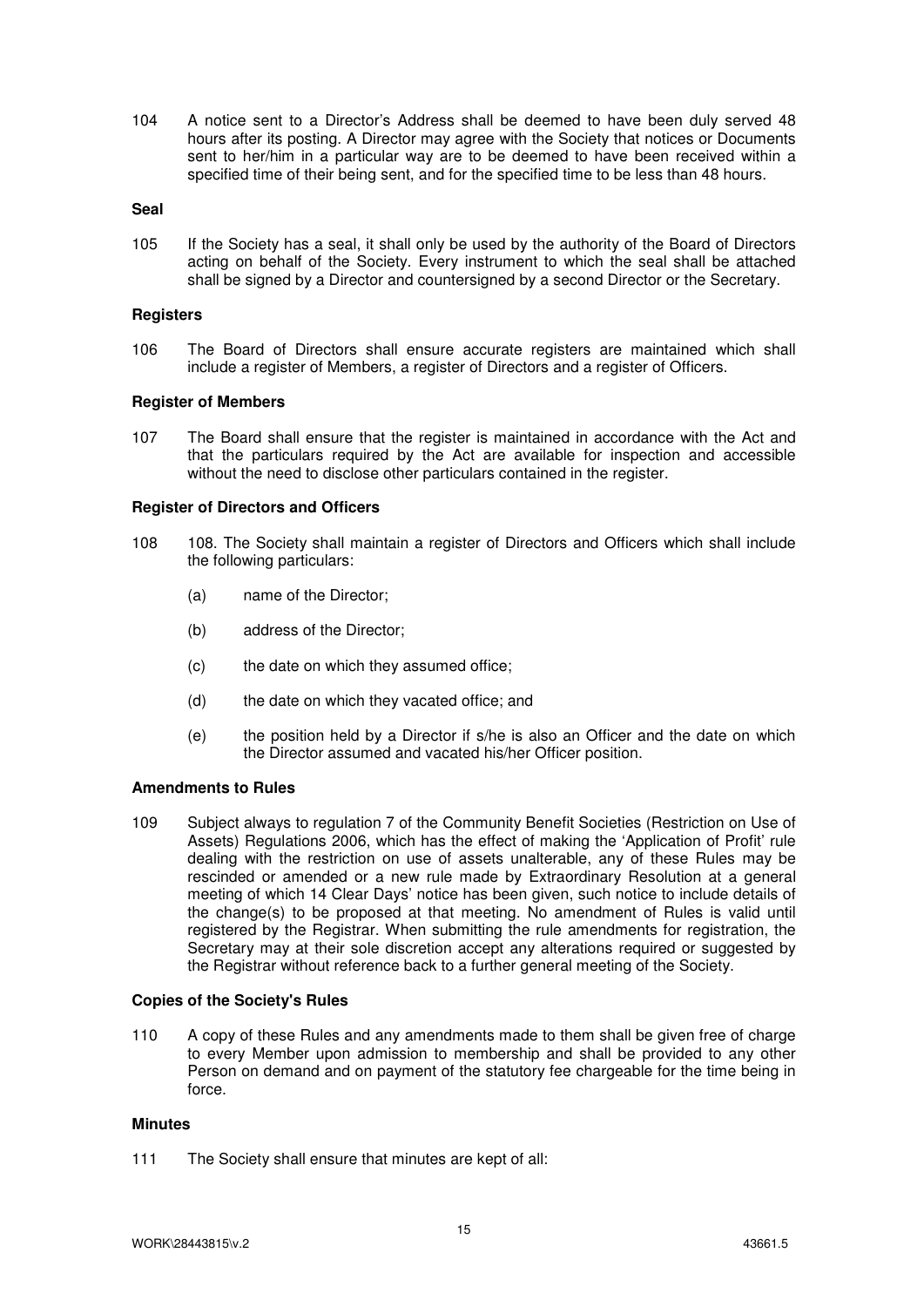104 A notice sent to a Director's Address shall be deemed to have been duly served 48 hours after its posting. A Director may agree with the Society that notices or Documents sent to her/him in a particular way are to be deemed to have been received within a specified time of their being sent, and for the specified time to be less than 48 hours.

**Seal**

105 If the Society has a seal, it shall only be used by the authority of the Board of Directors acting on behalf of the Society. Every instrument to which the seal shall be attached shall be signed by a Director and countersigned by a second Director or the Secretary.

**Registers**

106 The Board of Directors shall ensure accurate registers are maintained which shall include a register of Members, a register of Directors and a register of Officers.

**Register of Members**

107 The Board shall ensure that the register is maintained in accordance with the Act and that the particulars required by the Act are available for inspection and accessible without the need to disclose other particulars contained in the register.

**Register of Directors and Officers**

108 108. The Society shall maintain a register of Directors and Officers which shall include the following particulars:

- (a) name of the Director;
- (b) address of the Director;
- (c) the date on which they assumed office;
- (d) the date on which they vacated office; and
- (e) the position held by a Director if s/he is also an Officer and the date on which the Director assumed and vacated his/her Officer position.

**Amendments to Rules**

109 Subject always to regulation 7 of the Community Benefit Societies (Restriction on Use of Assets) Regulations 2006, which has the effect of making the 'Application of Profit' rule dealing with the restriction on use of assets unalterable, any of these Rules may be rescinded or amended or a new rule made by Extraordinary Resolution at a general meeting of which 14 Clear Days' notice has been given, such notice to include details of the change(s) to be proposed at that meeting. No amendment of Rules is valid until registered by the Registrar. When submitting the rule amendments for registration, the Secretary may at their sole discretion accept any alterations required or suggested by the Registrar without reference back to a further general meeting of the Society.

**Copies of the Society's Rules**

110 A copy of these Rules and any amendments made to them shall be given free of charge to every Member upon admission to membership and shall be provided to any other Person on demand and on payment of the statutory fee chargeable for the time being in force.

**Minutes**

111 The Society shall ensure that minutes are kept of all: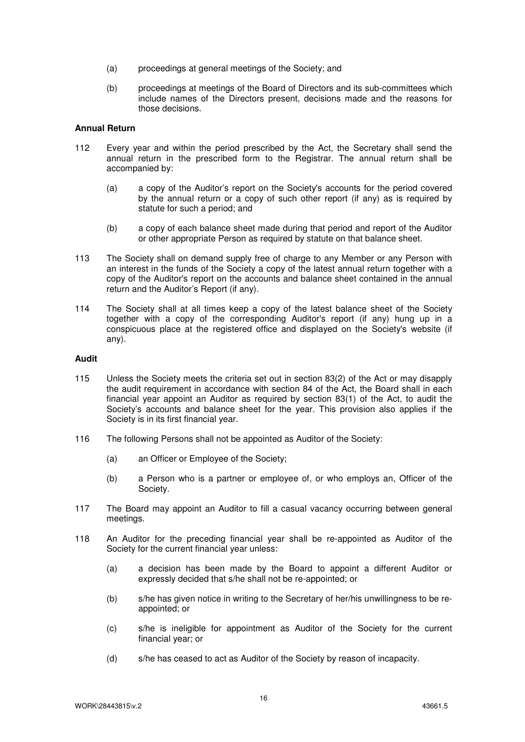(a) proceedings at general meetings of the Society; and

(b) proceedings at meetings of the Board of Directors and its sub-committees which include names of the Directors present, decisions made and the reasons for those decisions.

**Annual Return**

112 Every year and within the period prescribed by the Act, the Secretary shall send the annual return in the prescribed form to the Registrar. The annual return shall be accompanied by:

(a) a copy of the Auditor's report on the Society's accounts for the period covered by the annual return or a copy of such other report (if any) as is required by statute for such a period; and

(b) a copy of each balance sheet made during that period and report of the Auditor or other appropriate Person as required by statute on that balance sheet.

113 The Society shall on demand supply free of charge to any Member or any Person with an interest in the funds of the Society a copy of the latest annual return together with a copy of the Auditor's report on the accounts and balance sheet contained in the annual return and the Auditor's Report (if any).

114 The Society shall at all times keep a copy of the latest balance sheet of the Society together with a copy of the corresponding Auditor's report (if any) hung up in a conspicuous place at the registered office and displayed on the Society's website (if any).

**Audit**

115 Unless the Society meets the criteria set out in section 83(2) of the Act or may disapply the audit requirement in accordance with section 84 of the Act, the Board shall in each financial year appoint an Auditor as required by section 83(1) of the Act, to audit the Society's accounts and balance sheet for the year. This provision also applies if the Society is in its first financial year.

116 The following Persons shall not be appointed as Auditor of the Society:

(a) an Officer or Employee of the Society;

(b) a Person who is a partner or employee of, or who employs an, Officer of the Society.

117 The Board may appoint an Auditor to fill a casual vacancy occurring between general meetings.

118 An Auditor for the preceding financial year shall be re-appointed as Auditor of the Society for the current financial year unless:

(a) a decision has been made by the Board to appoint a different Auditor or expressly decided that s/he shall not be re-appointed; or

(b) s/he has given notice in writing to the Secretary of her/his unwillingness to be re-appointed; or

(c) s/he is ineligible for appointment as Auditor of the Society for the current financial year; or

(d) s/he has ceased to act as Auditor of the Society by reason of incapacity.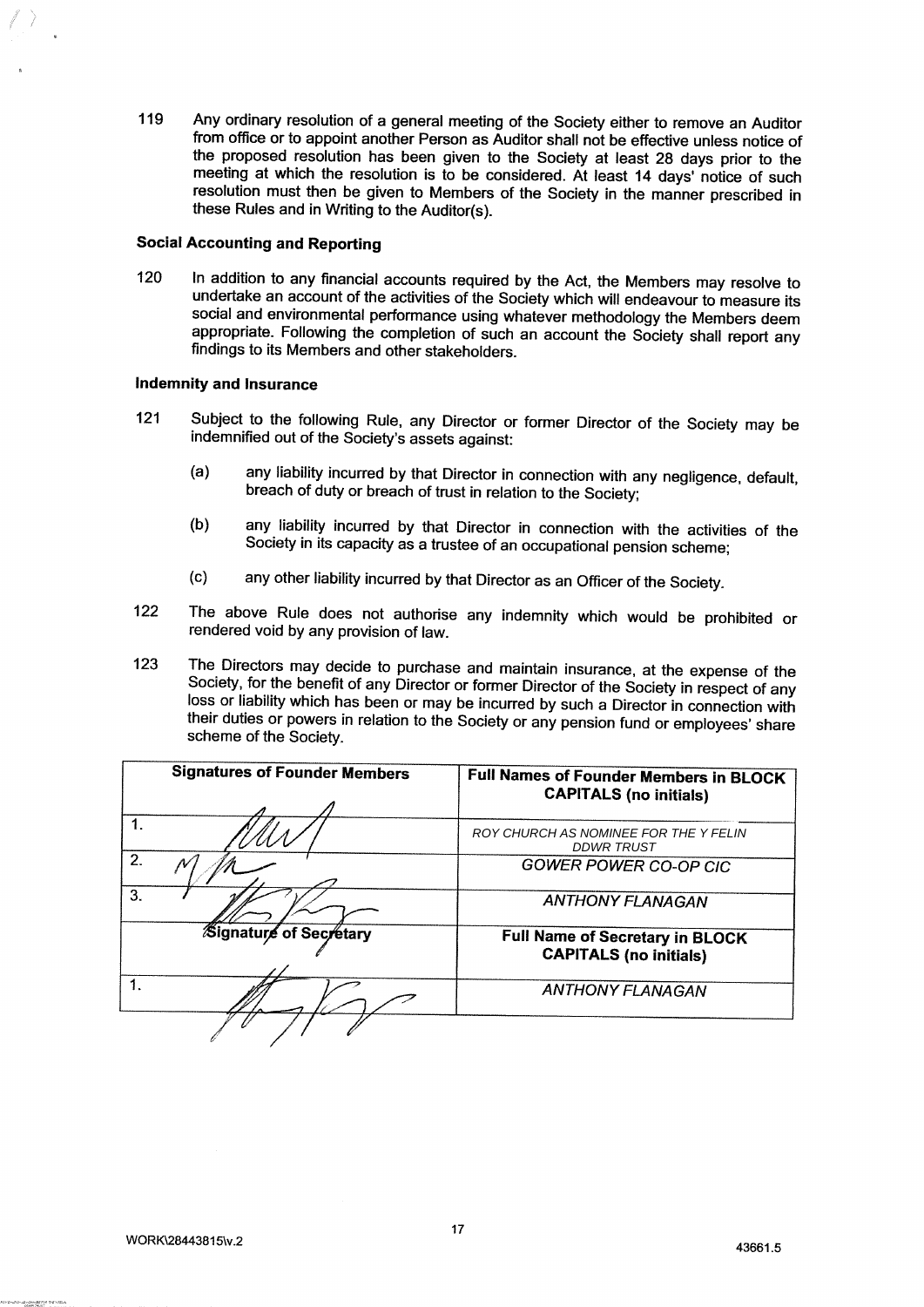119 Any ordinary resolution of a general meeting of the Society either to remove an Auditor from office or to appoint another Person as Auditor shall not be effective unless notice of the proposed resolution has been given to the Society at least 28 days prior to the meeting at which the resolution is to be considered. At least 14 days' notice of such resolution must then be given to Members of the Society in the manner prescribed in these Rules and in Writing to the Auditor(s).

**Social Accounting and Reporting**

120 In addition to any financial accounts required by the Act, the Members may resolve to undertake an account of the activities of the Society which will endeavour to measure its social and environmental performance using whatever methodology the Members deem appropriate. Following the completion of such an account the Society shall report any findings to its Members and other stakeholders.

**Indemnity and Insurance**

121 Subject to the following Rule, any Director or former Director of the Society may be indemnified out of the Society's assets against:

(a) any liability incurred by that Director in connection with any negligence, default, breach of duty or breach of trust in relation to the Society;

(b) any liability incurred by that Director in connection with the activities of the Society in its capacity as a trustee of an occupational pension scheme;

(c) any other liability incurred by that Director as an Officer of the Society.

122 The above Rule does not authorise any indemnity which would be prohibited or rendered void by any provision of law.

123 The Directors may decide to purchase and maintain insurance, at the expense of the Society, for the benefit of any Director or former Director of the Society in respect of any loss or liability which has been or may be incurred by such a Director in connection with their duties or powers in relation to the Society or any pension fund or employees' share scheme of the Society.

| Signatures of Founder Members | Full Names of Founder Members in BLOCK CAPITALS (no initials) |
|---|---|
| 1. [signature] | *ROY CHURCH AS NOMINEE FOR THE Y FELIN DDWR TRUST* |
| 2. [signature] | *GOWER POWER CO-OP CIC* |
| 3. [signature] | *ANTHONY FLANAGAN* |
| **Signature of Secretary** | **Full Name of Secretary in BLOCK CAPITALS (no initials)** |
| 1. [signature] | *ANTHONY FLANAGAN* |

WORK\28443815\v.2 43661.5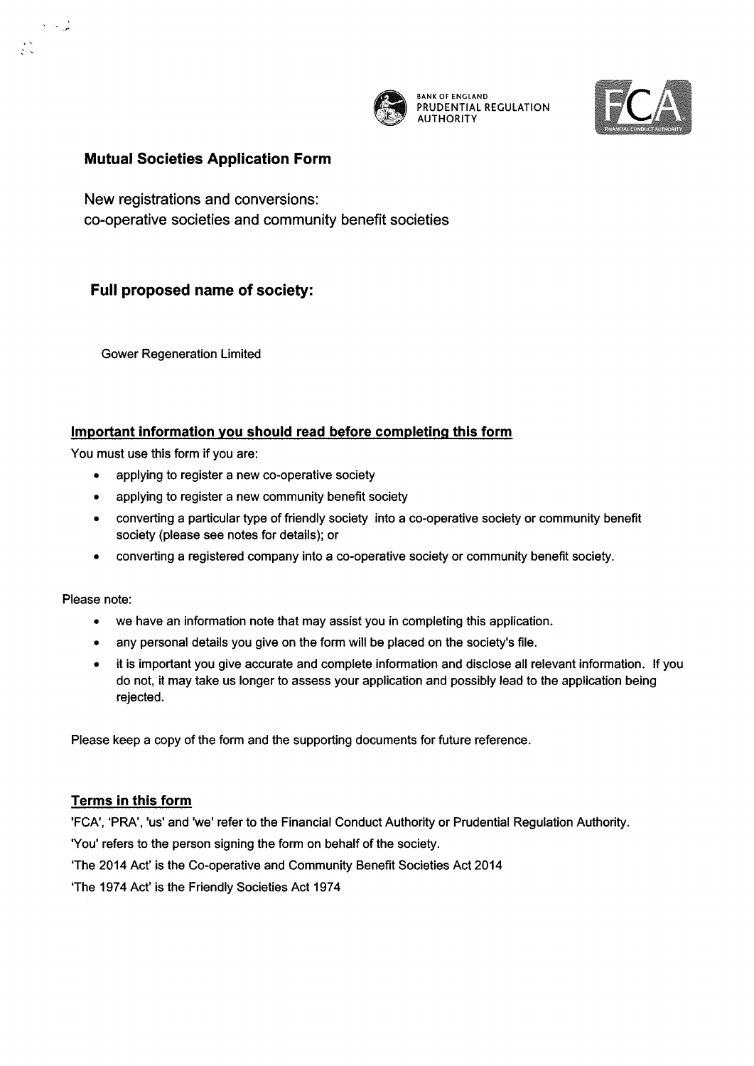BANK OF ENGLAND
PRUDENTIAL REGULATION AUTHORITY

FCA

## Mutual Societies Application Form

New registrations and conversions:
co-operative societies and community benefit societies

### Full proposed name of society:

Gower Regeneration Limited

### Important information you should read before completing this form

You must use this form if you are:

- applying to register a new co-operative society
- applying to register a new community benefit society
- converting a particular type of friendly society into a co-operative society or community benefit society (please see notes for details); or
- converting a registered company into a co-operative society or community benefit society.

Please note:

- we have an information note that may assist you in completing this application.
- any personal details you give on the form will be placed on the society's file.
- it is important you give accurate and complete information and disclose all relevant information. If you do not, it may take us longer to assess your application and possibly lead to the application being rejected.

Please keep a copy of the form and the supporting documents for future reference.

### Terms in this form

'FCA', 'PRA', 'us' and 'we' refer to the Financial Conduct Authority or Prudential Regulation Authority.

'You' refers to the person signing the form on behalf of the society.

'The 2014 Act' is the Co-operative and Community Benefit Societies Act 2014

'The 1974 Act' is the Friendly Societies Act 1974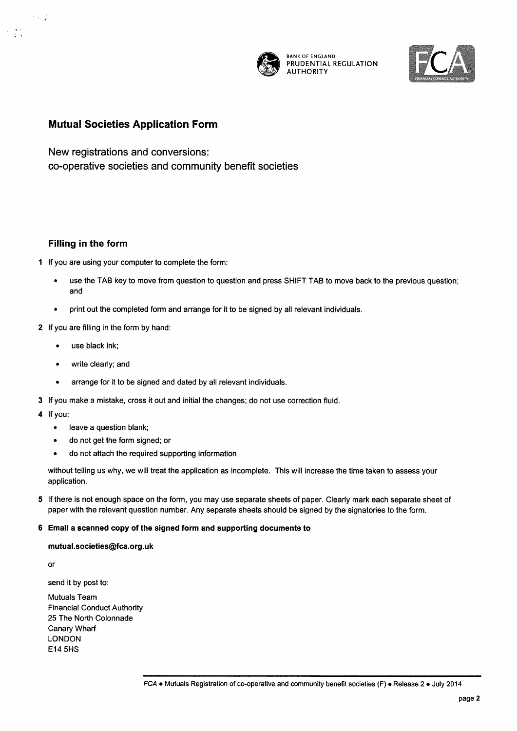BANK OF ENGLAND
PRUDENTIAL REGULATION
AUTHORITY

## Mutual Societies Application Form

New registrations and conversions:
co-operative societies and community benefit societies

### Filling in the form

1. If you are using your computer to complete the form:
   - use the TAB key to move from question to question and press SHIFT TAB to move back to the previous question; and
   - print out the completed form and arrange for it to be signed by all relevant individuals.
2. If you are filling in the form by hand:
   - use black ink;
   - write clearly; and
   - arrange for it to be signed and dated by all relevant individuals.
3. If you make a mistake, cross it out and initial the changes; do not use correction fluid.
4. If you:
   - leave a question blank;
   - do not get the form signed; or
   - do not attach the required supporting information

   without telling us why, we will treat the application as incomplete. This will increase the time taken to assess your application.
5. If there is not enough space on the form, you may use separate sheets of paper. Clearly mark each separate sheet of paper with the relevant question number. Any separate sheets should be signed by the signatories to the form.
6. **Email a scanned copy of the signed form and supporting documents to**

   **mutual.societies@fca.org.uk**

   or

   send it by post to:

   Mutuals Team
   Financial Conduct Authority
   25 The North Colonnade
   Canary Wharf
   LONDON
   E14 5HS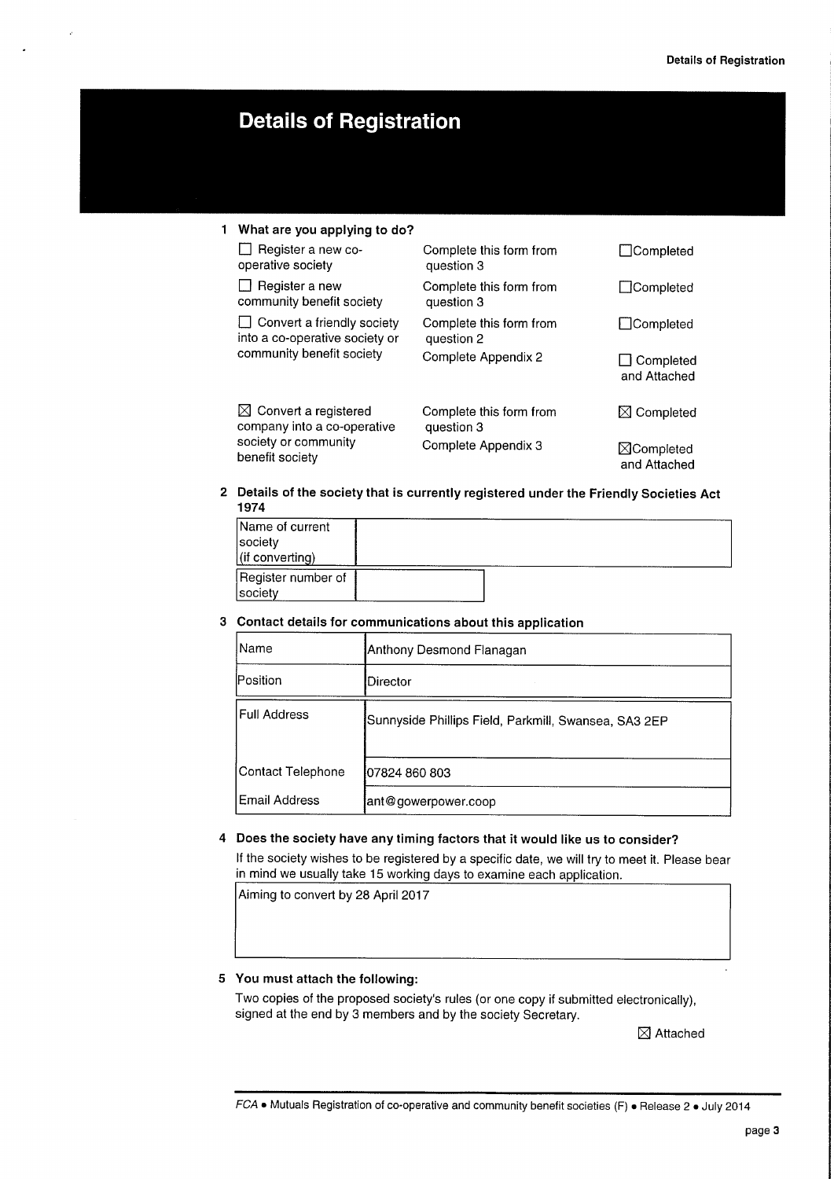# Details of Registration

**1 What are you applying to do?**

| | | |
|---|---|---|
| ☐ Register a new co-operative society | Complete this form from question 3 | ☐Completed |
| ☐ Register a new community benefit society | Complete this form from question 3 | ☐Completed |
| ☐ Convert a friendly society into a co-operative society or community benefit society | Complete this form from question 2 | ☐Completed |
| | Complete Appendix 2 | ☐ Completed and Attached |
| ☒ Convert a registered company into a co-operative society or community benefit society | Complete this form from question 3 | ☒ Completed |
| | Complete Appendix 3 | ☒Completed and Attached |

**2 Details of the society that is currently registered under the Friendly Societies Act 1974**

| | |
|---|---|
| Name of current society (if converting) | |
| Register number of society | |

**3 Contact details for communications about this application**

| | |
|---|---|
| Name | Anthony Desmond Flanagan |
| Position | Director |
| Full Address | Sunnyside Phillips Field, Parkmill, Swansea, SA3 2EP |
| Contact Telephone | 07824 860 803 |
| Email Address | ant@gowerpower.coop |

**4 Does the society have any timing factors that it would like us to consider?**

If the society wishes to be registered by a specific date, we will try to meet it. Please bear in mind we usually take 15 working days to examine each application.

Aiming to convert by 28 April 2017

**5 You must attach the following:**

Two copies of the proposed society's rules (or one copy if submitted electronically), signed at the end by 3 members and by the society Secretary.

☒ Attached

*FCA • Mutuals Registration of co-operative and community benefit societies (F) • Release 2 • July 2014*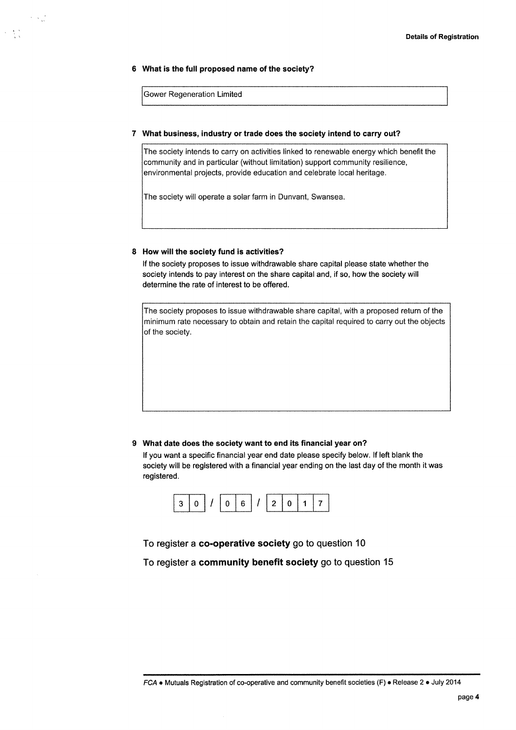**6 What is the full proposed name of the society?**

Gower Regeneration Limited

**7 What business, industry or trade does the society intend to carry out?**

The society intends to carry on activities linked to renewable energy which benefit the community and in particular (without limitation) support community resilience, environmental projects, provide education and celebrate local heritage.

The society will operate a solar farm in Dunvant, Swansea.

**8 How will the society fund is activities?**

If the society proposes to issue withdrawable share capital please state whether the society intends to pay interest on the share capital and, if so, how the society will determine the rate of interest to be offered.

The society proposes to issue withdrawable share capital, with a proposed return of the minimum rate necessary to obtain and retain the capital required to carry out the objects of the society.

**9 What date does the society want to end its financial year on?**

If you want a specific financial year end date please specify below. If left blank the society will be registered with a financial year ending on the last day of the month it was registered.

30 / 06 / 2017

To register a **co-operative society** go to question 10

To register a **community benefit society** go to question 15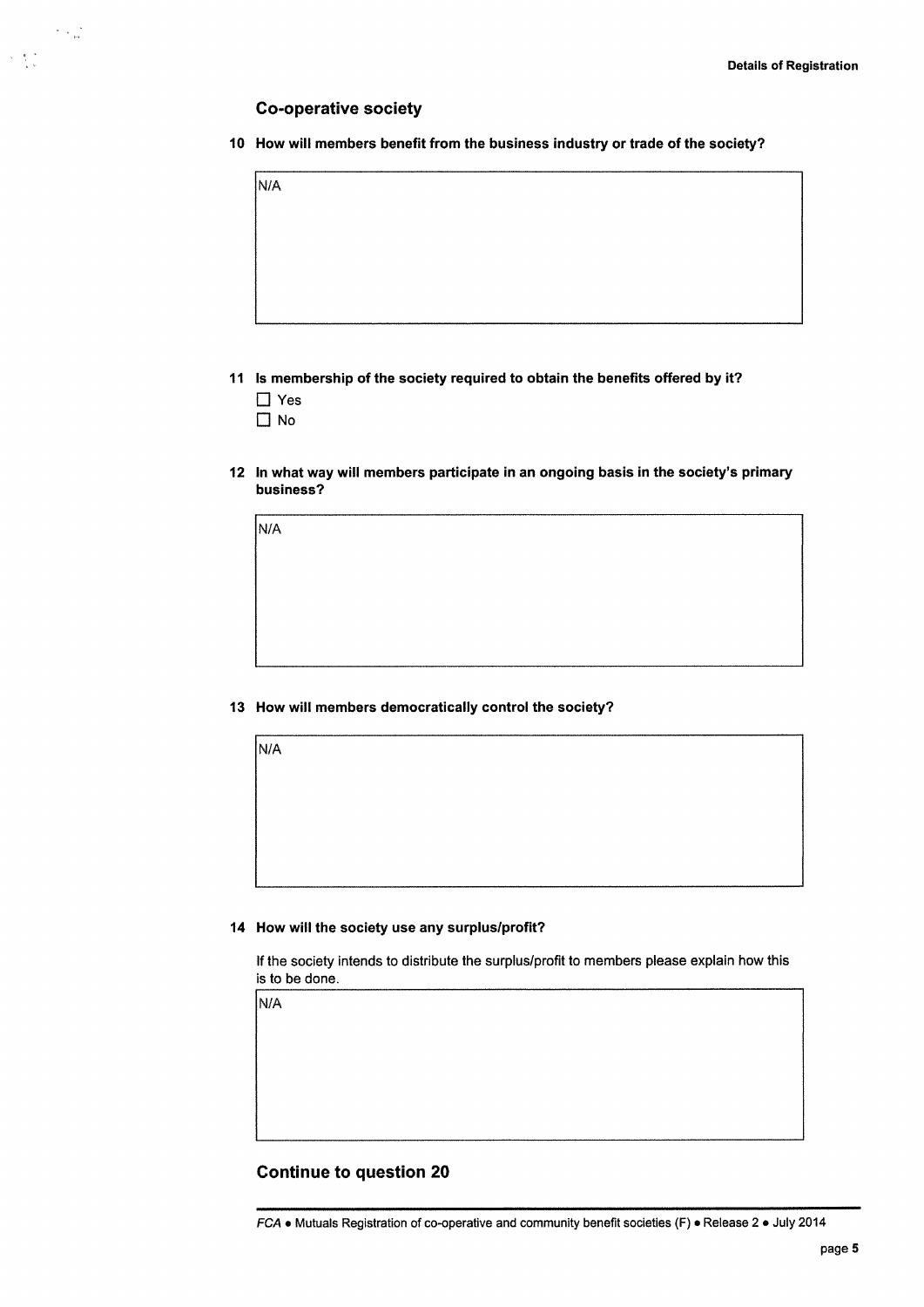## Co-operative society

**10 How will members benefit from the business industry or trade of the society?**

N/A

**11 Is membership of the society required to obtain the benefits offered by it?**

- ☐ Yes
- ☐ No

**12 In what way will members participate in an ongoing basis in the society's primary business?**

N/A

**13 How will members democratically control the society?**

N/A

**14 How will the society use any surplus/profit?**

If the society intends to distribute the surplus/profit to members please explain how this is to be done.

N/A

## Continue to question 20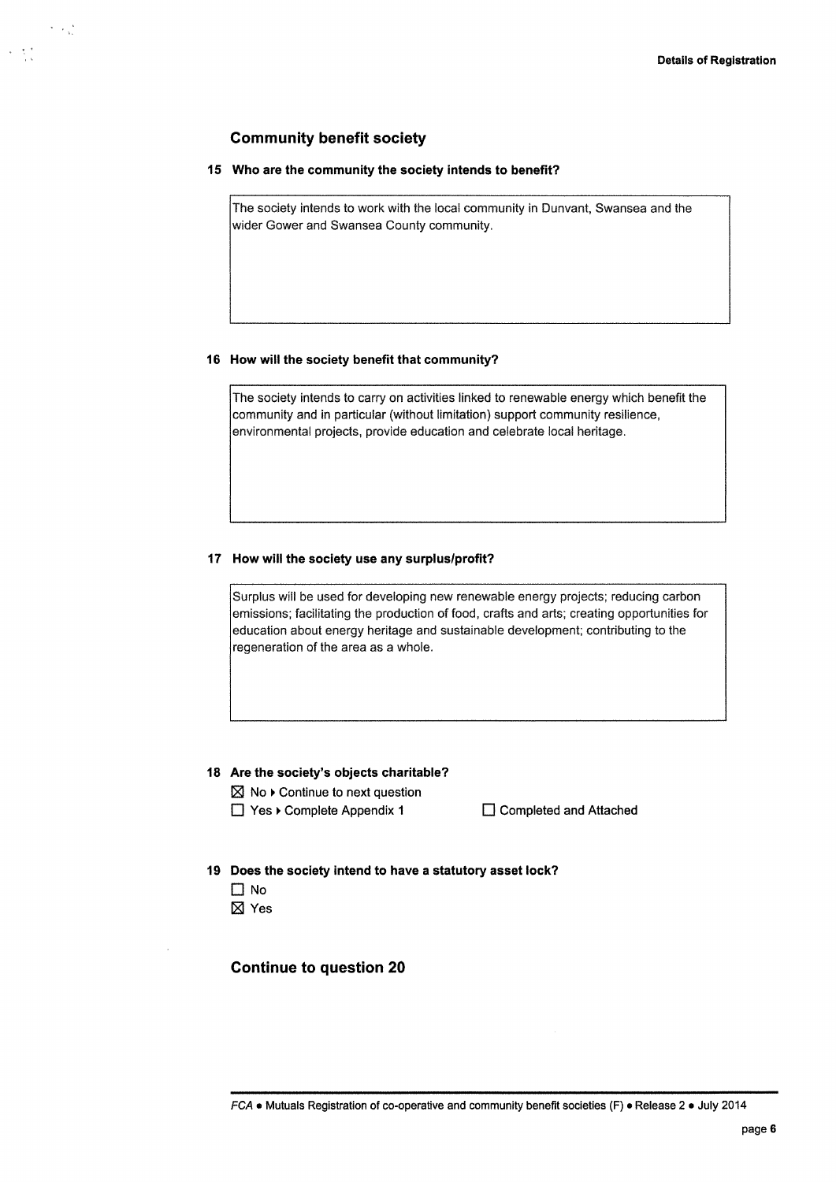## Community benefit society

**15 Who are the community the society intends to benefit?**

The society intends to work with the local community in Dunvant, Swansea and the wider Gower and Swansea County community.

**16 How will the society benefit that community?**

The society intends to carry on activities linked to renewable energy which benefit the community and in particular (without limitation) support community resilience, environmental projects, provide education and celebrate local heritage.

**17 How will the society use any surplus/profit?**

Surplus will be used for developing new renewable energy projects; reducing carbon emissions; facilitating the production of food, crafts and arts; creating opportunities for education about energy heritage and sustainable development; contributing to the regeneration of the area as a whole.

**18 Are the society's objects charitable?**

☒ No ▸ Continue to next question

☐ Yes ▸ Complete Appendix 1 ☐ Completed and Attached

**19 Does the society intend to have a statutory asset lock?**

☐ No

☒ Yes

### Continue to question 20

*FCA* • Mutuals Registration of co-operative and community benefit societies (F) • Release 2 • July 2014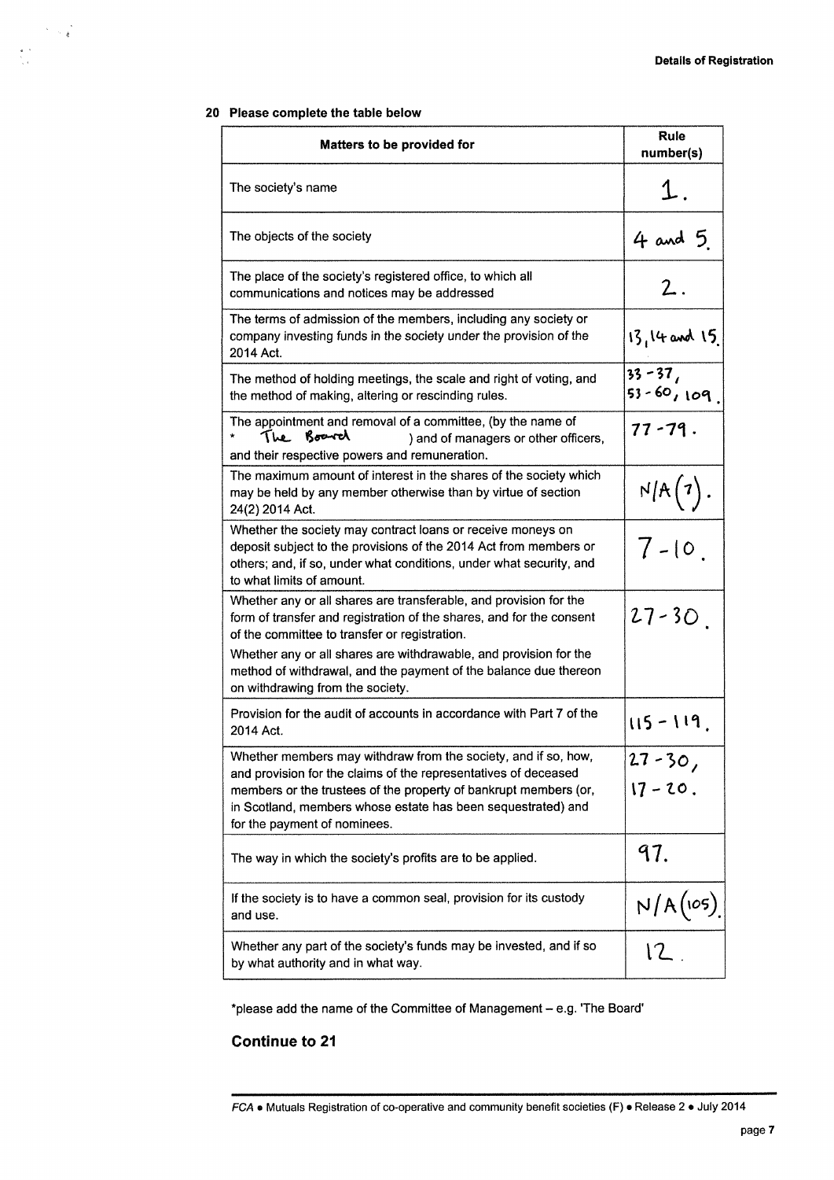## 20 Please complete the table below

| Matters to be provided for | Rule number(s) |
|---|---|
| The society's name | 1. |
| The objects of the society | 4 and 5. |
| The place of the society's registered office, to which all communications and notices may be addressed | 2. |
| The terms of admission of the members, including any society or company investing funds in the society under the provision of the 2014 Act. | 13, 14 and 15. |
| The method of holding meetings, the scale and right of voting, and the method of making, altering or rescinding rules. | 33 - 37, 53 - 60, 109. |
| The appointment and removal of a committee, (by the name of * The Board ) and of managers or other officers, and their respective powers and remuneration. | 77 - 79. |
| The maximum amount of interest in the shares of the society which may be held by any member otherwise than by virtue of section 24(2) 2014 Act. | N/A (7). |
| Whether the society may contract loans or receive moneys on deposit subject to the provisions of the 2014 Act from members or others; and, if so, under what conditions, under what security, and to what limits of amount. | 7 - 10. |
| Whether any or all shares are transferable, and provision for the form of transfer and registration of the shares, and for the consent of the committee to transfer or registration.<br><br>Whether any or all shares are withdrawable, and provision for the method of withdrawal, and the payment of the balance due thereon on withdrawing from the society. | 27 - 30. |
| Provision for the audit of accounts in accordance with Part 7 of the 2014 Act. | 115 - 119. |
| Whether members may withdraw from the society, and if so, how, and provision for the claims of the representatives of deceased members or the trustees of the property of bankrupt members (or, in Scotland, members whose estate has been sequestrated) and for the payment of nominees. | 27 - 30, 17 - 20. |
| The way in which the society's profits are to be applied. | 97. |
| If the society is to have a common seal, provision for its custody and use. | N/A (105). |
| Whether any part of the society's funds may be invested, and if so by what authority and in what way. | 12. |

*please add the name of the Committee of Management – e.g. 'The Board'

**Continue to 21**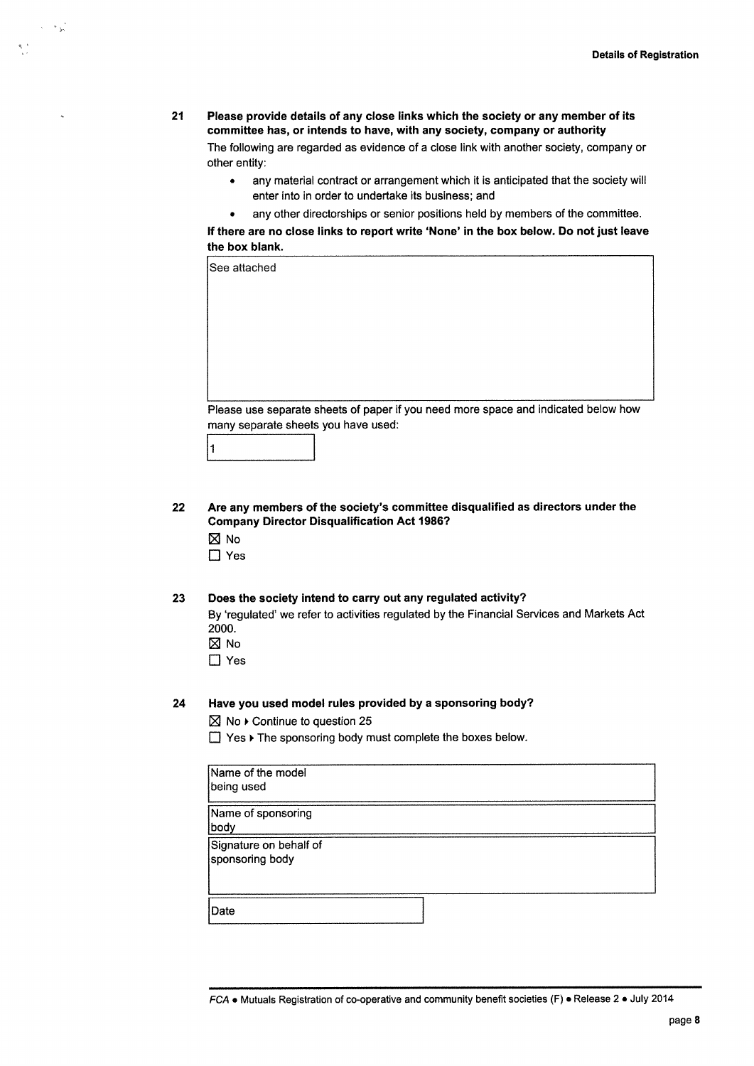**21 Please provide details of any close links which the society or any member of its committee has, or intends to have, with any society, company or authority**

The following are regarded as evidence of a close link with another society, company or other entity:

- any material contract or arrangement which it is anticipated that the society will enter into in order to undertake its business; and
- any other directorships or senior positions held by members of the committee.

**If there are no close links to report write 'None' in the box below. Do not just leave the box blank.**

| See attached |
|---|

Please use separate sheets of paper if you need more space and indicated below how many separate sheets you have used:

| 1 |
|---|

**22 Are any members of the society's committee disqualified as directors under the Company Director Disqualification Act 1986?**

☒ No

☐ Yes

**23 Does the society intend to carry out any regulated activity?**

By 'regulated' we refer to activities regulated by the Financial Services and Markets Act 2000.

☒ No

☐ Yes

**24 Have you used model rules provided by a sponsoring body?**

☒ No ▸ Continue to question 25

☐ Yes ▸ The sponsoring body must complete the boxes below.

| | |
|---|---|
| Name of the model being used | |
| Name of sponsoring body | |
| Signature on behalf of sponsoring body | |
| Date | |

*FCA* • Mutuals Registration of co-operative and community benefit societies (F) • Release 2 • July 2014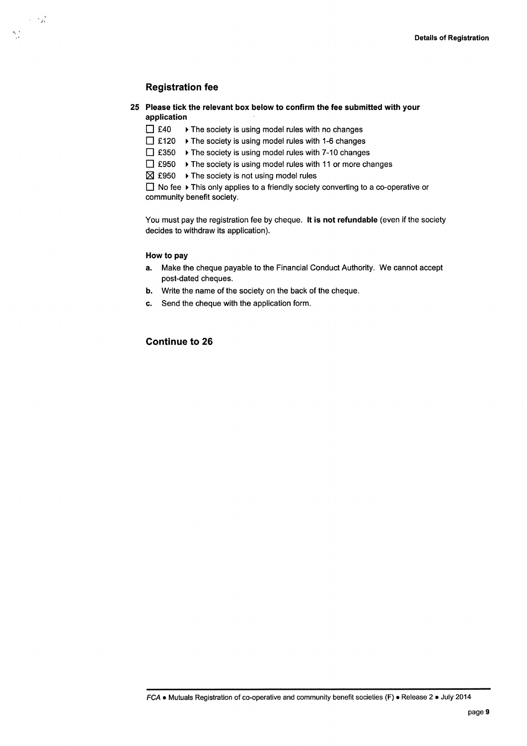## Registration fee

**25 Please tick the relevant box below to confirm the fee submitted with your application**

- ☐ £40 ▸ The society is using model rules with no changes
- ☐ £120 ▸ The society is using model rules with 1-6 changes
- ☐ £350 ▸ The society is using model rules with 7-10 changes
- ☐ £950 ▸ The society is using model rules with 11 or more changes
- ☒ £950 ▸ The society is not using model rules
- ☐ No fee ▸ This only applies to a friendly society converting to a co-operative or community benefit society.

You must pay the registration fee by cheque. **It is not refundable** (even if the society decides to withdraw its application).

**How to pay**

**a.** Make the cheque payable to the Financial Conduct Authority. We cannot accept post-dated cheques.

**b.** Write the name of the society on the back of the cheque.

**c.** Send the cheque with the application form.

## Continue to 26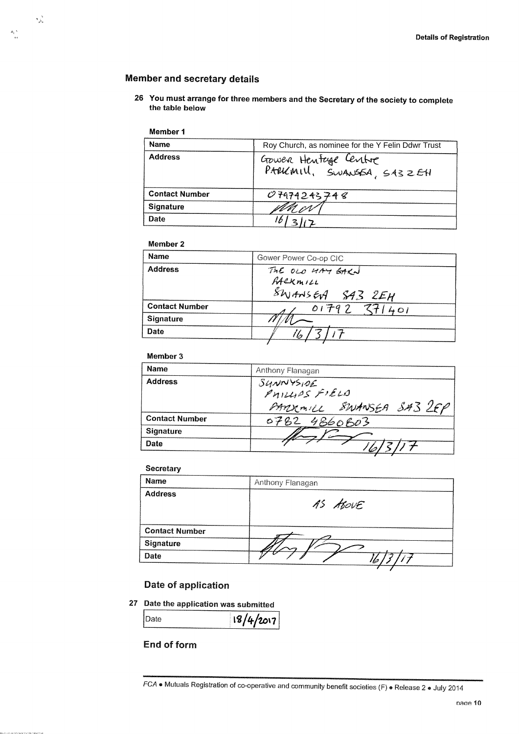## Member and secretary details

**26 You must arrange for three members and the Secretary of the society to complete the table below**

**Member 1**

| Name | Roy Church, as nominee for the Y Felin Ddwr Trust |
|---|---|
| Address | Gower Heritage Centre Parkmill, Swansea, SA3 2EH |
| Contact Number | 07974243748 |
| Signature | |
| Date | 16/3/17 |

**Member 2**

| Name | Gower Power Co-op CIC |
|---|---|
| Address | The Old Hay Barn Parkmill Swansea SA3 2EH |
| Contact Number | 01792 371401 |
| Signature | |
| Date | 16/3/17 |

**Member 3**

| Name | Anthony Flanagan |
|---|---|
| Address | Sunnyside Phillips Field Parkmill Swansea SA3 2EP |
| Contact Number | 0782 4860603 |
| Signature | |
| Date | 16/3/17 |

**Secretary**

| Name | Anthony Flanagan |
|---|---|
| Address | As above |
| Contact Number | |
| Signature | |
| Date | 16/3/17 |

### Date of application

**27 Date the application was submitted**

| Date | 18/4/2017 |
|---|---|

### End of form

*FCA* • Mutuals Registration of co-operative and community benefit societies (F) • Release 2 • July 2014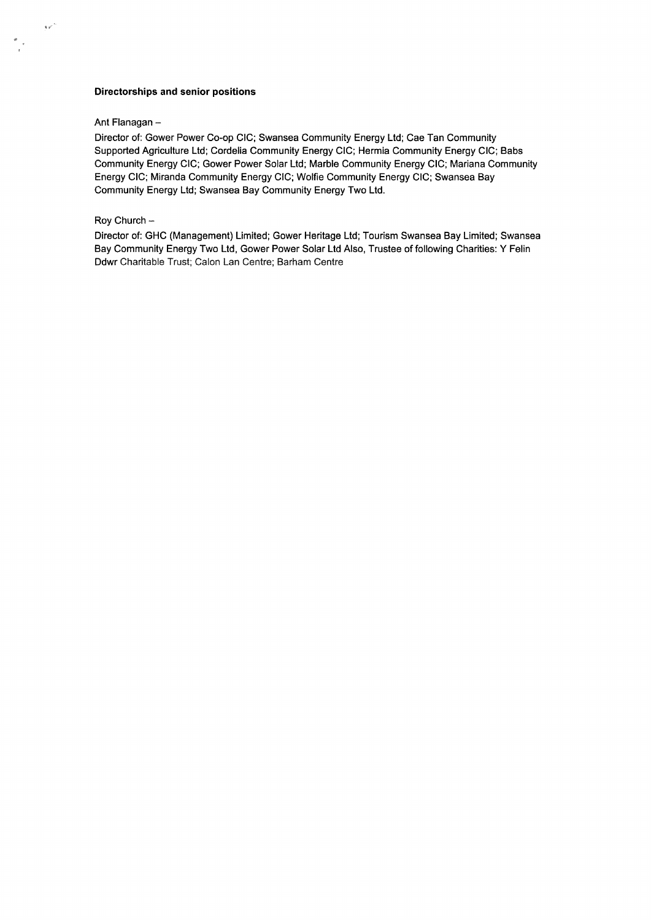**Directorships and senior positions**

Ant Flanagan –

Director of: Gower Power Co-op CIC; Swansea Community Energy Ltd; Cae Tan Community Supported Agriculture Ltd; Cordelia Community Energy CIC; Hermia Community Energy CIC; Babs Community Energy CIC; Gower Power Solar Ltd; Marble Community Energy CIC; Mariana Community Energy CIC; Miranda Community Energy CIC; Wolfie Community Energy CIC; Swansea Bay Community Energy Ltd; Swansea Bay Community Energy Two Ltd.

Roy Church –

Director of: GHC (Management) Limited; Gower Heritage Ltd; Tourism Swansea Bay Limited; Swansea Bay Community Energy Two Ltd, Gower Power Solar Ltd Also, Trustee of following Charities: Y Felin Ddwr Charitable Trust; Calon Lan Centre; Barham Centre